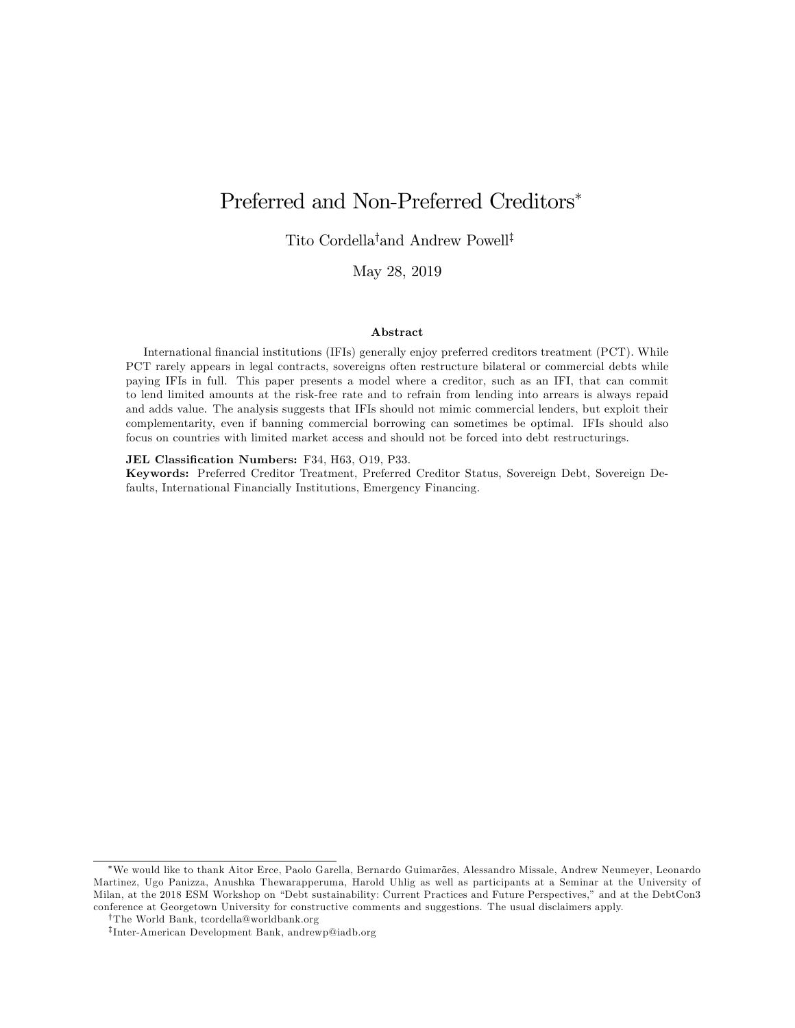# Preferred and Non-Preferred Creditors*

Tito Cordella[†] and Andrew Powell[‡]

May 28, 2019

### Abstract

International financial institutions (IFIs) generally enjoy preferred creditors treatment (PCT). While PCT rarely appears in legal contracts, sovereigns often restructure bilateral or commercial debts while paying IFIs in full. This paper presents a model where a creditor, such as an IFI, that can commit to lend limited amounts at the risk-free rate and to refrain from lending into arrears is always repaid and adds value. The analysis suggests that IFIs should not mimic commercial lenders, but exploit their complementarity, even if banning commercial borrowing can sometimes be optimal. IFIs should also focus on countries with limited market access and should not be forced into debt restructurings.

**JEL Classification Numbers:** F34, H63, O19, P33.
**Keywords:** Preferred Creditor Treatment, Preferred Creditor Status, Sovereign Debt, Sovereign Defaults, International Financially Institutions, Emergency Financing.

---

*We would like to thank Aitor Erce, Paolo Garella, Bernardo Guimarães, Alessandro Missale, Andrew Neumeyer, Leonardo Martinez, Ugo Panizza, Anushka Thewarapperuma, Harold Uhlig as well as participants at a Seminar at the University of Milan, at the 2018 ESM Workshop on "Debt sustainability: Current Practices and Future Perspectives," and at the DebtCon3 conference at Georgetown University for constructive comments and suggestions. The usual disclaimers apply.

[†]The World Bank, tcordella@worldbank.org

[‡]Inter-American Development Bank, andrewp@iadb.org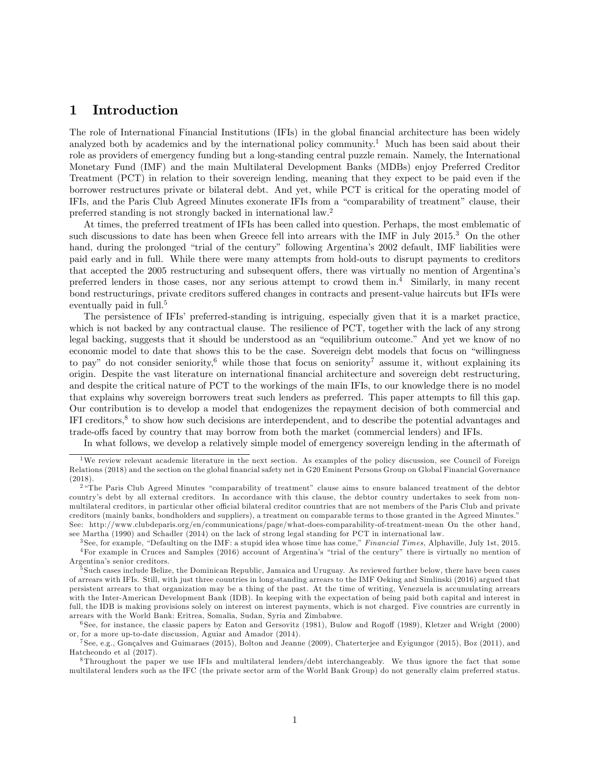# 1 Introduction

The role of International Financial Institutions (IFIs) in the global financial architecture has been widely analyzed both by academics and by the international policy community.[1] Much has been said about their role as providers of emergency funding but a long-standing central puzzle remain. Namely, the International Monetary Fund (IMF) and the main Multilateral Development Banks (MDBs) enjoy Preferred Creditor Treatment (PCT) in relation to their sovereign lending, meaning that they expect to be paid even if the borrower restructures private or bilateral debt. And yet, while PCT is critical for the operating model of IFIs, and the Paris Club Agreed Minutes exonerate IFIs from a "comparability of treatment" clause, their preferred standing is not strongly backed in international law.[2]

At times, the preferred treatment of IFIs has been called into question. Perhaps, the most emblematic of such discussions to date has been when Greece fell into arrears with the IMF in July 2015.[3] On the other hand, during the prolonged "trial of the century" following Argentina's 2002 default, IMF liabilities were paid early and in full. While there were many attempts from hold-outs to disrupt payments to creditors that accepted the 2005 restructuring and subsequent offers, there was virtually no mention of Argentina's preferred lenders in those cases, nor any serious attempt to crowd them in.[4] Similarly, in many recent bond restructurings, private creditors suffered changes in contracts and present-value haircuts but IFIs were eventually paid in full.[5]

The persistence of IFIs' preferred-standing is intriguing, especially given that it is a market practice, which is not backed by any contractual clause. The resilience of PCT, together with the lack of any strong legal backing, suggests that it should be understood as an "equilibrium outcome." And yet we know of no economic model to date that shows this to be the case. Sovereign debt models that focus on "willingness to pay" do not consider seniority,[6] while those that focus on seniority[7] assume it, without explaining its origin. Despite the vast literature on international financial architecture and sovereign debt restructuring, and despite the critical nature of PCT to the workings of the main IFIs, to our knowledge there is no model that explains why sovereign borrowers treat such lenders as preferred. This paper attempts to fill this gap. Our contribution is to develop a model that endogenizes the repayment decision of both commercial and IFI creditors,[8] to show how such decisions are interdependent, and to describe the potential advantages and trade-offs faced by country that may borrow from both the market (commercial lenders) and IFIs.

In what follows, we develop a relatively simple model of emergency sovereign lending in the aftermath of

---

[1] We review relevant academic literature in the next section. As examples of the policy discussion, see Council of Foreign Relations (2018) and the section on the global financial safety net in G20 Eminent Persons Group on Global Financial Governance (2018).

[2] "The Paris Club Agreed Minutes "comparability of treatment" clause aims to ensure balanced treatment of the debtor country's debt by all external creditors. In accordance with this clause, the debtor country undertakes to seek from non-multilateral creditors, in particular other official bilateral creditor countries that are not members of the Paris Club and private creditors (mainly banks, bondholders and suppliers), a treatment on comparable terms to those granted in the Agreed Minutes." See: http://www.clubdeparis.org/en/communications/page/what-does-comparability-of-treatment-mean On the other hand, see Martha (1990) and Schadler (2014) on the lack of strong legal standing for PCT in international law.

[3] See, for example, "Defaulting on the IMF: a stupid idea whose time has come," *Financial Times,* Alphaville, July 1st, 2015.

[4] For example in Cruces and Samples (2016) account of Argentina's "trial of the century" there is virtually no mention of Argentina's senior creditors.

[5] Such cases include Belize, the Dominican Republic, Jamaica and Uruguay. As reviewed further below, there have been cases of arrears with IFIs. Still, with just three countries in long-standing arrears to the IMF Oeking and Simlinski (2016) argued that persistent arrears to that organization may be a thing of the past. At the time of writing, Venezuela is accumulating arrears with the Inter-American Development Bank (IDB). In keeping with the expectation of being paid both capital and interest in full, the IDB is making provisions solely on interest on interest payments, which is not charged. Five countries are currently in arrears with the World Bank: Eritrea, Somalia, Sudan, Syria and Zimbabwe.

[6] See, for instance, the classic papers by Eaton and Gersovitz (1981), Bulow and Rogoff (1989), Kletzer and Wright (2000) or, for a more up-to-date discussion, Aguiar and Amador (2014).

[7] See, e.g., Gonçalves and Guimaraes (2015), Bolton and Jeanne (2009), Chaterterjee and Eyigungor (2015), Boz (2011), and Hatcheondo et al (2017).

[8] Throughout the paper we use IFIs and multilateral lenders/debt interchangeably. We thus ignore the fact that some multilateral lenders such as the IFC (the private sector arm of the World Bank Group) do not generally claim preferred status.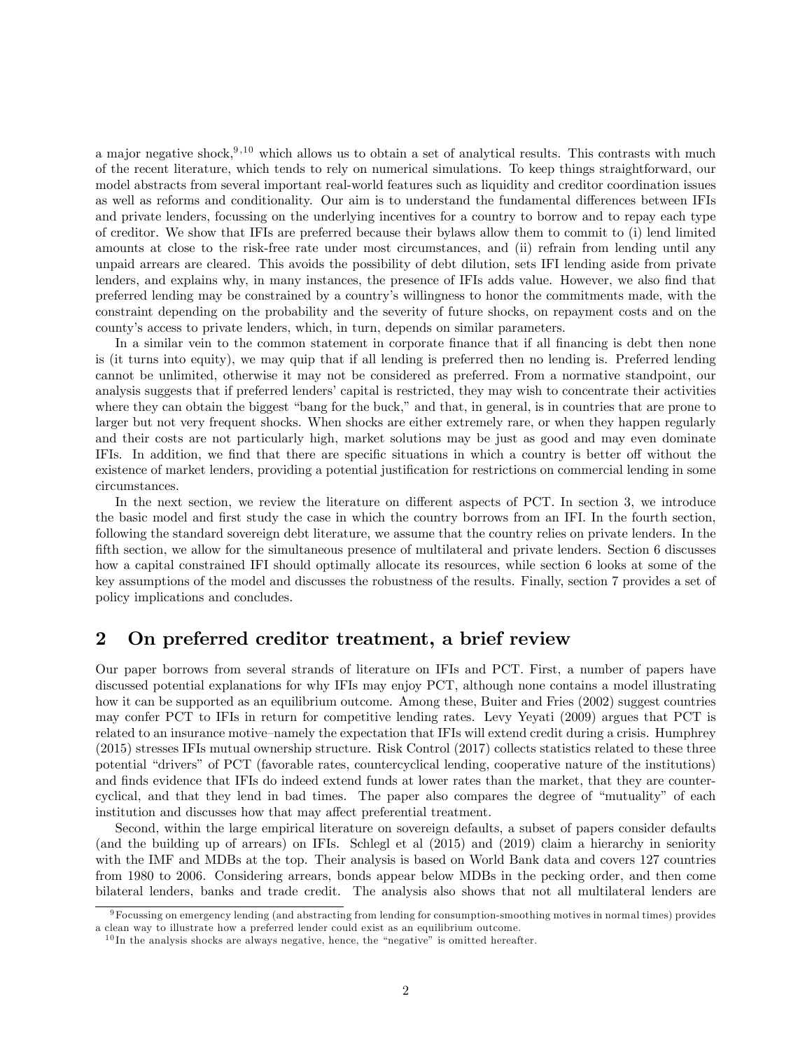a major negative shock,[9,10] which allows us to obtain a set of analytical results. This contrasts with much of the recent literature, which tends to rely on numerical simulations. To keep things straightforward, our model abstracts from several important real-world features such as liquidity and creditor coordination issues as well as reforms and conditionality. Our aim is to understand the fundamental differences between IFIs and private lenders, focussing on the underlying incentives for a country to borrow and to repay each type of creditor. We show that IFIs are preferred because their bylaws allow them to commit to (i) lend limited amounts at close to the risk-free rate under most circumstances, and (ii) refrain from lending until any unpaid arrears are cleared. This avoids the possibility of debt dilution, sets IFI lending aside from private lenders, and explains why, in many instances, the presence of IFIs adds value. However, we also find that preferred lending may be constrained by a country's willingness to honor the commitments made, with the constraint depending on the probability and the severity of future shocks, on repayment costs and on the county's access to private lenders, which, in turn, depends on similar parameters.

In a similar vein to the common statement in corporate finance that if all financing is debt then none is (it turns into equity), we may quip that if all lending is preferred then no lending is. Preferred lending cannot be unlimited, otherwise it may not be considered as preferred. From a normative standpoint, our analysis suggests that if preferred lenders' capital is restricted, they may wish to concentrate their activities where they can obtain the biggest "bang for the buck," and that, in general, is in countries that are prone to larger but not very frequent shocks. When shocks are either extremely rare, or when they happen regularly and their costs are not particularly high, market solutions may be just as good and may even dominate IFIs. In addition, we find that there are specific situations in which a country is better off without the existence of market lenders, providing a potential justification for restrictions on commercial lending in some circumstances.

In the next section, we review the literature on different aspects of PCT. In section 3, we introduce the basic model and first study the case in which the country borrows from an IFI. In the fourth section, following the standard sovereign debt literature, we assume that the country relies on private lenders. In the fifth section, we allow for the simultaneous presence of multilateral and private lenders. Section 6 discusses how a capital constrained IFI should optimally allocate its resources, while section 6 looks at some of the key assumptions of the model and discusses the robustness of the results. Finally, section 7 provides a set of policy implications and concludes.

## 2 On preferred creditor treatment, a brief review

Our paper borrows from several strands of literature on IFIs and PCT. First, a number of papers have discussed potential explanations for why IFIs may enjoy PCT, although none contains a model illustrating how it can be supported as an equilibrium outcome. Among these, Buiter and Fries (2002) suggest countries may confer PCT to IFIs in return for competitive lending rates. Levy Yeyati (2009) argues that PCT is related to an insurance motive–namely the expectation that IFIs will extend credit during a crisis. Humphrey (2015) stresses IFIs mutual ownership structure. Risk Control (2017) collects statistics related to these three potential "drivers" of PCT (favorable rates, countercyclical lending, cooperative nature of the institutions) and finds evidence that IFIs do indeed extend funds at lower rates than the market, that they are countercyclical, and that they lend in bad times. The paper also compares the degree of "mutuality" of each institution and discusses how that may affect preferential treatment.

Second, within the large empirical literature on sovereign defaults, a subset of papers consider defaults (and the building up of arrears) on IFIs. Schlegl et al (2015) and (2019) claim a hierarchy in seniority with the IMF and MDBs at the top. Their analysis is based on World Bank data and covers 127 countries from 1980 to 2006. Considering arrears, bonds appear below MDBs in the pecking order, and then come bilateral lenders, banks and trade credit. The analysis also shows that not all multilateral lenders are

[9] Focussing on emergency lending (and abstracting from lending for consumption-smoothing motives in normal times) provides a clean way to illustrate how a preferred lender could exist as an equilibrium outcome.

[10] In the analysis shocks are always negative, hence, the "negative" is omitted hereafter.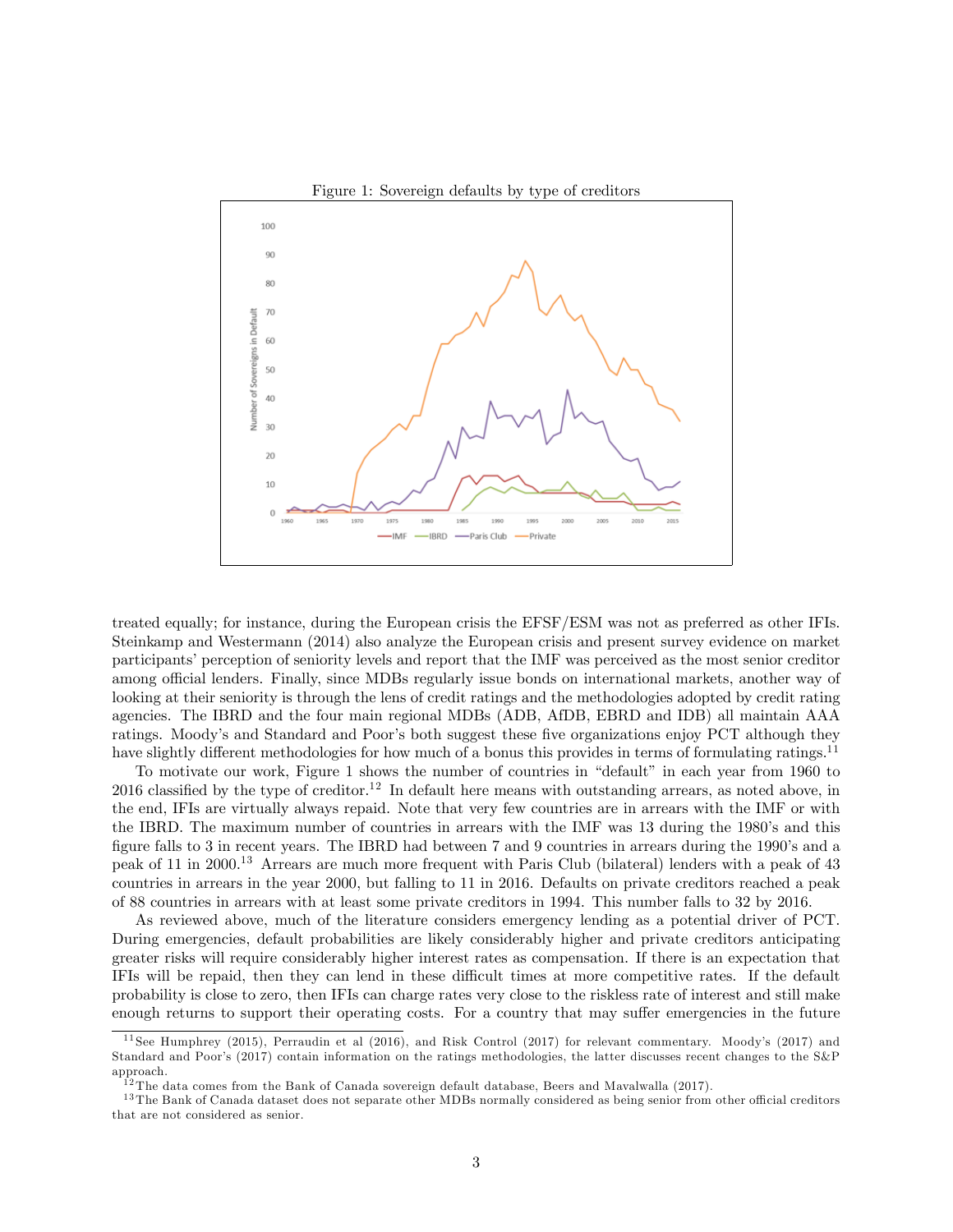Figure 1: Sovereign defaults by type of creditors

treated equally; for instance, during the European crisis the EFSF/ESM was not as preferred as other IFIs. Steinkamp and Westermann (2014) also analyze the European crisis and present survey evidence on market participants' perception of seniority levels and report that the IMF was perceived as the most senior creditor among official lenders. Finally, since MDBs regularly issue bonds on international markets, another way of looking at their seniority is through the lens of credit ratings and the methodologies adopted by credit rating agencies. The IBRD and the four main regional MDBs (ADB, AfDB, EBRD and IDB) all maintain AAA ratings. Moody's and Standard and Poor's both suggest these five organizations enjoy PCT although they have slightly different methodologies for how much of a bonus this provides in terms of formulating ratings.[11]

To motivate our work, Figure 1 shows the number of countries in "default" in each year from 1960 to 2016 classified by the type of creditor.[12] In default here means with outstanding arrears, as noted above, in the end, IFIs are virtually always repaid. Note that very few countries are in arrears with the IMF or with the IBRD. The maximum number of countries in arrears with the IMF was 13 during the 1980's and this figure falls to 3 in recent years. The IBRD had between 7 and 9 countries in arrears during the 1990's and a peak of 11 in 2000.[13] Arrears are much more frequent with Paris Club (bilateral) lenders with a peak of 43 countries in arrears in the year 2000, but falling to 11 in 2016. Defaults on private creditors reached a peak of 88 countries in arrears with at least some private creditors in 1994. This number falls to 32 by 2016.

As reviewed above, much of the literature considers emergency lending as a potential driver of PCT. During emergencies, default probabilities are likely considerably higher and private creditors anticipating greater risks will require considerably higher interest rates as compensation. If there is an expectation that IFIs will be repaid, then they can lend in these difficult times at more competitive rates. If the default probability is close to zero, then IFIs can charge rates very close to the riskless rate of interest and still make enough returns to support their operating costs. For a country that may suffer emergencies in the future

[11] See Humphrey (2015), Perraudin et al (2016), and Risk Control (2017) for relevant commentary. Moody's (2017) and Standard and Poor's (2017) contain information on the ratings methodologies, the latter discusses recent changes to the S&P approach.

[12] The data comes from the Bank of Canada sovereign default database, Beers and Mavalwalla (2017).

[13] The Bank of Canada dataset does not separate other MDBs normally considered as being senior from other official creditors that are not considered as senior.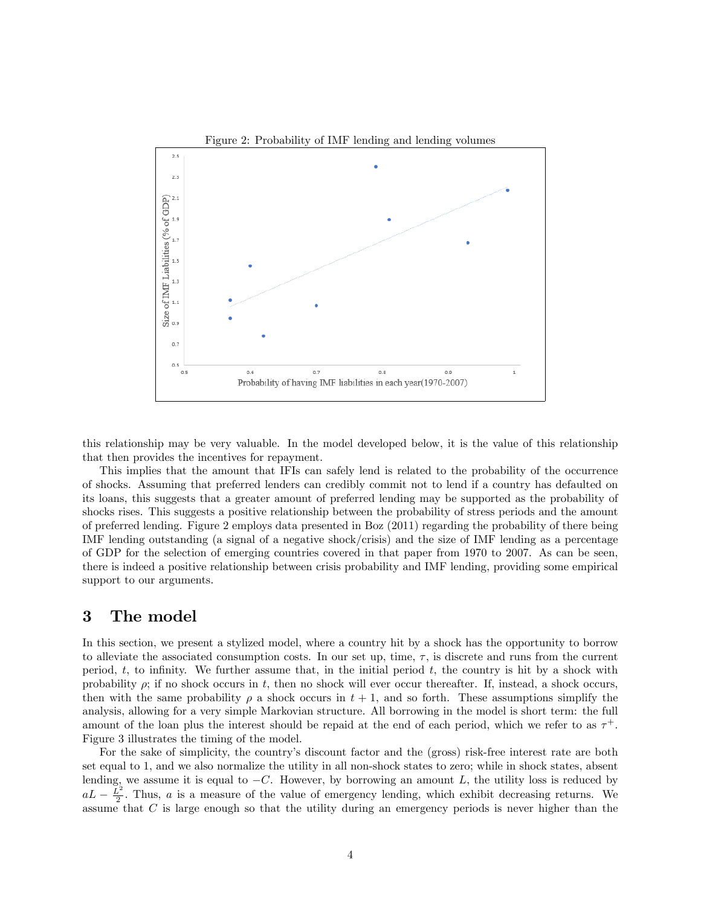Figure 2: Probability of IMF lending and lending volumes

this relationship may be very valuable. In the model developed below, it is the value of this relationship that then provides the incentives for repayment.

This implies that the amount that IFIs can safely lend is related to the probability of the occurrence of shocks. Assuming that preferred lenders can credibly commit not to lend if a country has defaulted on its loans, this suggests that a greater amount of preferred lending may be supported as the probability of shocks rises. This suggests a positive relationship between the probability of stress periods and the amount of preferred lending. Figure 2 employs data presented in Boz (2011) regarding the probability of there being IMF lending outstanding (a signal of a negative shock/crisis) and the size of IMF lending as a percentage of GDP for the selection of emerging countries covered in that paper from 1970 to 2007. As can be seen, there is indeed a positive relationship between crisis probability and IMF lending, providing some empirical support to our arguments.

# 3 The model

In this section, we present a stylized model, where a country hit by a shock has the opportunity to borrow to alleviate the associated consumption costs. In our set up, time, $\tau$, is discrete and runs from the current period, $t$, to infinity. We further assume that, in the initial period $t$, the country is hit by a shock with probability $\rho$; if no shock occurs in $t$, then no shock will ever occur thereafter. If, instead, a shock occurs, then with the same probability $\rho$ a shock occurs in $t+1$, and so forth. These assumptions simplify the analysis, allowing for a very simple Markovian structure. All borrowing in the model is short term: the full amount of the loan plus the interest should be repaid at the end of each period, which we refer to as $\tau^+$. Figure 3 illustrates the timing of the model.

For the sake of simplicity, the country's discount factor and the (gross) risk-free interest rate are both set equal to 1, and we also normalize the utility in all non-shock states to zero; while in shock states, absent lending, we assume it is equal to $-C$. However, by borrowing an amount $L$, the utility loss is reduced by $aL - \frac{L^2}{2}$. Thus, $a$ is a measure of the value of emergency lending, which exhibit decreasing returns. We assume that $C$ is large enough so that the utility during an emergency periods is never higher than the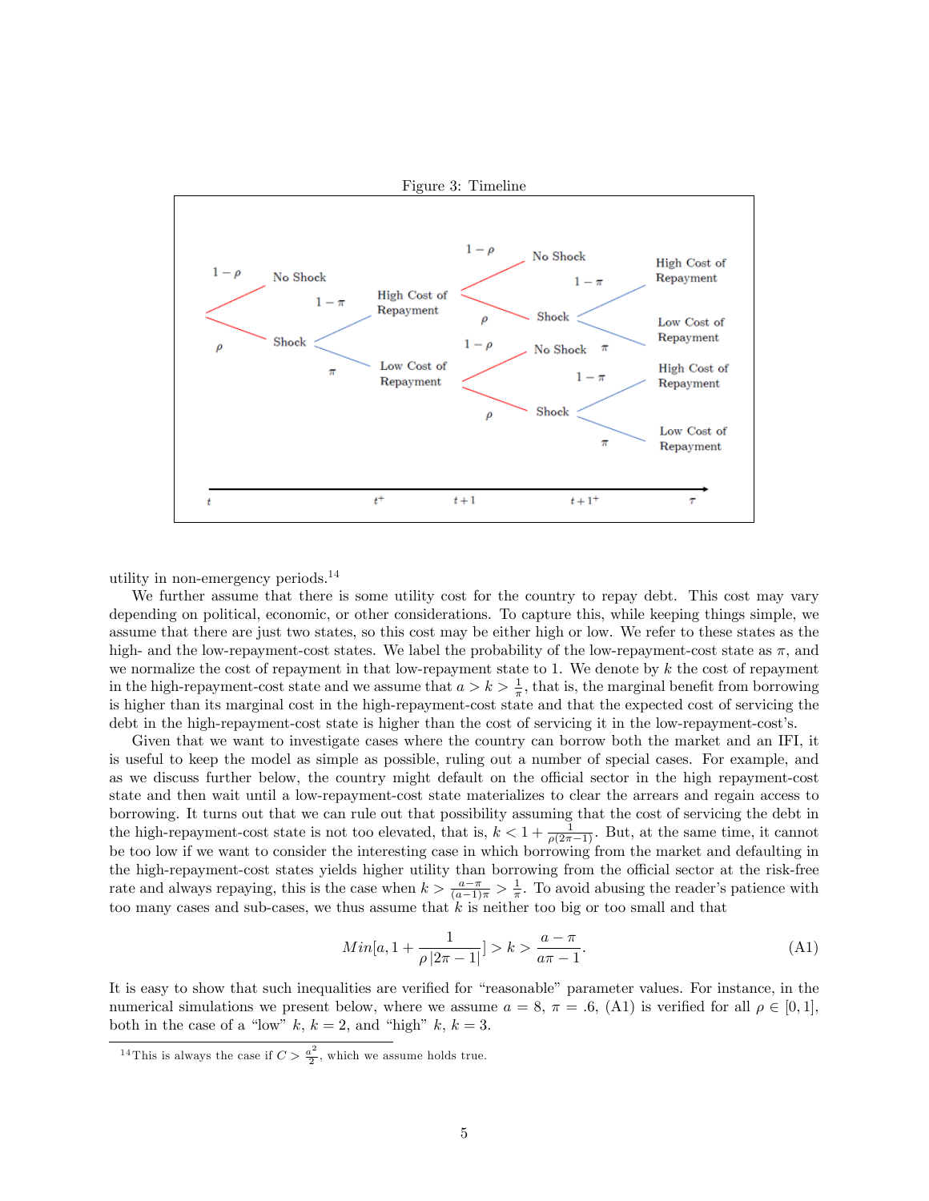Figure 3: Timeline

utility in non-emergency periods.[14]

We further assume that there is some utility cost for the country to repay debt. This cost may vary depending on political, economic, or other considerations. To capture this, while keeping things simple, we assume that there are just two states, so this cost may be either high or low. We refer to these states as the high- and the low-repayment-cost states. We label the probability of the low-repayment-cost state as $\pi$, and we normalize the cost of repayment in that low-repayment state to 1. We denote by $k$ the cost of repayment in the high-repayment-cost state and we assume that $a > k > \frac{1}{\pi}$, that is, the marginal benefit from borrowing is higher than its marginal cost in the high-repayment-cost state and that the expected cost of servicing the debt in the high-repayment-cost state is higher than the cost of servicing it in the low-repayment-cost's.

Given that we want to investigate cases where the country can borrow both the market and an IFI, it is useful to keep the model as simple as possible, ruling out a number of special cases. For example, and as we discuss further below, the country might default on the official sector in the high repayment-cost state and then wait until a low-repayment-cost state materializes to clear the arrears and regain access to borrowing. It turns out that we can rule out that possibility assuming that the cost of servicing the debt in the high-repayment-cost state is not too elevated, that is, $k < 1 + \frac{1}{\rho(2\pi - 1)}$. But, at the same time, it cannot be too low if we want to consider the interesting case in which borrowing from the market and defaulting in the high-repayment-cost states yields higher utility than borrowing from the official sector at the risk-free rate and always repaying, this is the case when $k > \frac{a-\pi}{(a-1)\pi} > \frac{1}{\pi}$. To avoid abusing the reader's patience with too many cases and sub-cases, we thus assume that $k$ is neither too big or too small and that

$$Min[a, 1 + \frac{1}{\rho\,|2\pi - 1|}] > k > \frac{a - \pi}{a\pi - 1}. \tag{A1}$$

It is easy to show that such inequalities are verified for "reasonable" parameter values. For instance, in the numerical simulations we present below, where we assume $a = 8$, $\pi = .6$, (A1) is verified for all $\rho \in [0, 1]$, both in the case of a "low" $k$, $k = 2$, and "high" $k$, $k = 3$.

[14] This is always the case if $C > \frac{a^2}{2}$, which we assume holds true.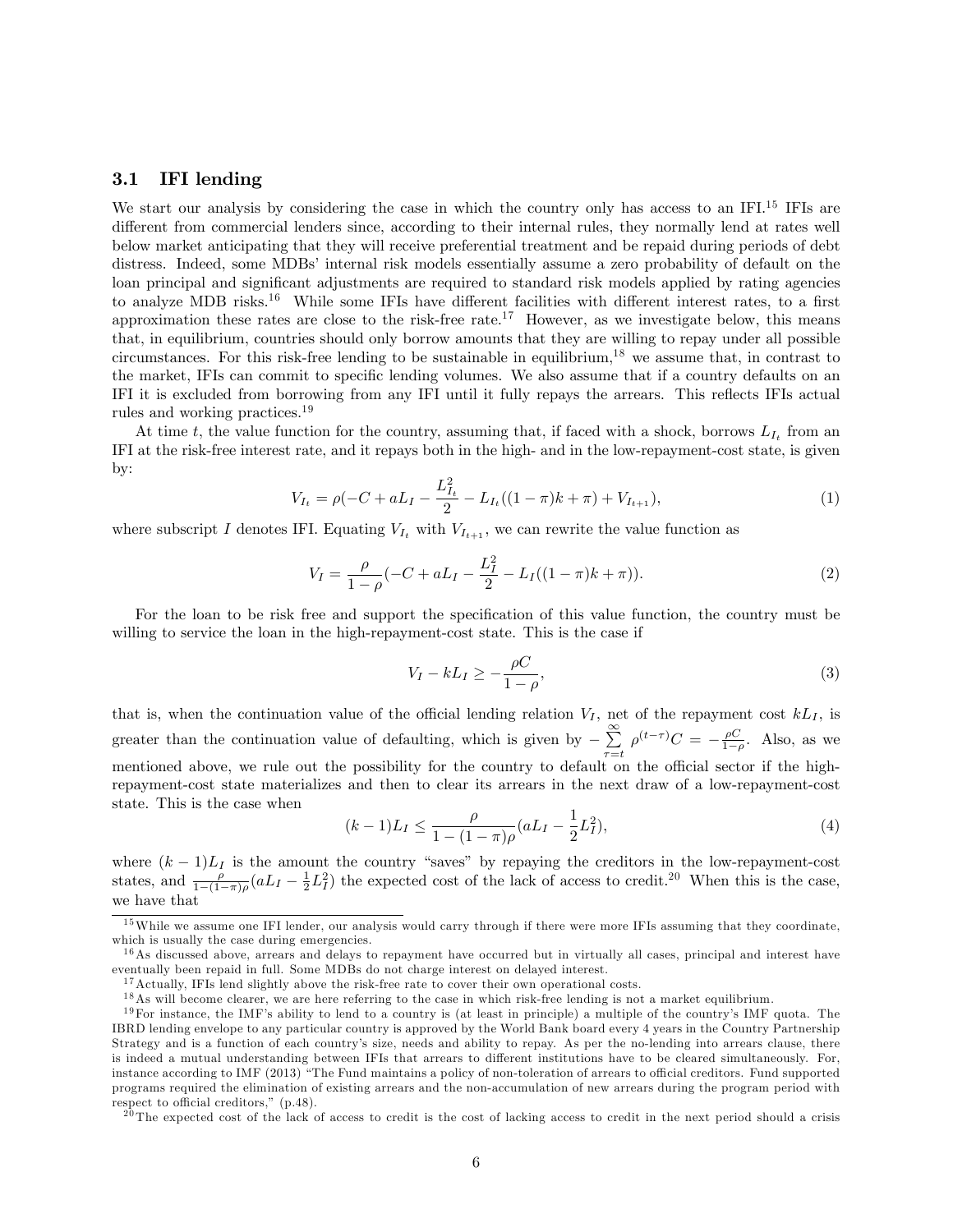### 3.1 IFI lending

We start our analysis by considering the case in which the country only has access to an IFI.[15] IFIs are different from commercial lenders since, according to their internal rules, they normally lend at rates well below market anticipating that they will receive preferential treatment and be repaid during periods of debt distress. Indeed, some MDBs' internal risk models essentially assume a zero probability of default on the loan principal and significant adjustments are required to standard risk models applied by rating agencies to analyze MDB risks.[16] While some IFIs have different facilities with different interest rates, to a first approximation these rates are close to the risk-free rate.[17] However, as we investigate below, this means that, in equilibrium, countries should only borrow amounts that they are willing to repay under all possible circumstances. For this risk-free lending to be sustainable in equilibrium,[18] we assume that, in contrast to the market, IFIs can commit to specific lending volumes. We also assume that if a country defaults on an IFI it is excluded from borrowing from any IFI until it fully repays the arrears. This reflects IFIs actual rules and working practices.[19]

At time $t$, the value function for the country, assuming that, if faced with a shock, borrows $L_{I_t}$ from an IFI at the risk-free interest rate, and it repays both in the high- and in the low-repayment-cost state, is given by:

$$V_{I_t} = \rho(-C + aL_I - \frac{L_{I_t}^2}{2} - L_{I_t}((1-\pi)k + \pi) + V_{I_{t+1}}), \tag{1}$$

where subscript $I$ denotes IFI. Equating $V_{I_t}$ with $V_{I_{t+1}}$, we can rewrite the value function as

$$V_I = \frac{\rho}{1-\rho}(-C + aL_I - \frac{L_I^2}{2} - L_I((1-\pi)k + \pi)). \tag{2}$$

For the loan to be risk free and support the specification of this value function, the country must be willing to service the loan in the high-repayment-cost state. This is the case if

$$V_I - kL_I \geq -\frac{\rho C}{1-\rho}, \tag{3}$$

that is, when the continuation value of the official lending relation $V_I$, net of the repayment cost $kL_I$, is greater than the continuation value of defaulting, which is given by $-\sum_{\tau=t}^{\infty} \rho^{(t-\tau)} C = -\frac{\rho C}{1-\rho}$. Also, as we mentioned above, we rule out the possibility for the country to default on the official sector if the high-repayment-cost state materializes and then to clear its arrears in the next draw of a low-repayment-cost state. This is the case when

$$(k-1)L_I \leq \frac{\rho}{1-(1-\pi)\rho}(aL_I - \frac{1}{2}L_I^2), \tag{4}$$

where $(k-1)L_I$ is the amount the country "saves" by repaying the creditors in the low-repayment-cost states, and $\frac{\rho}{1-(1-\pi)\rho}(aL_I - \frac{1}{2}L_I^2)$ the expected cost of the lack of access to credit.[20] When this is the case, we have that

---

[15] While we assume one IFI lender, our analysis would carry through if there were more IFIs assuming that they coordinate, which is usually the case during emergencies.

[16] As discussed above, arrears and delays to repayment have occurred but in virtually all cases, principal and interest have eventually been repaid in full. Some MDBs do not charge interest on delayed interest.

[17] Actually, IFIs lend slightly above the risk-free rate to cover their own operational costs.

[18] As will become clearer, we are here referring to the case in which risk-free lending is not a market equilibrium.

[19] For instance, the IMF's ability to lend to a country is (at least in principle) a multiple of the country's IMF quota. The IBRD lending envelope to any particular country is approved by the World Bank board every 4 years in the Country Partnership Strategy and is a function of each country's size, needs and ability to repay. As per the no-lending into arrears clause, there is indeed a mutual understanding between IFIs that arrears to different institutions have to be cleared simultaneously. For, instance according to IMF (2013) "The Fund maintains a policy of non-toleration of arrears to official creditors. Fund supported programs required the elimination of existing arrears and the non-accumulation of new arrears during the program period with respect to official creditors," (p.48).

[20] The expected cost of the lack of access to credit is the cost of lacking access to credit in the next period should a crisis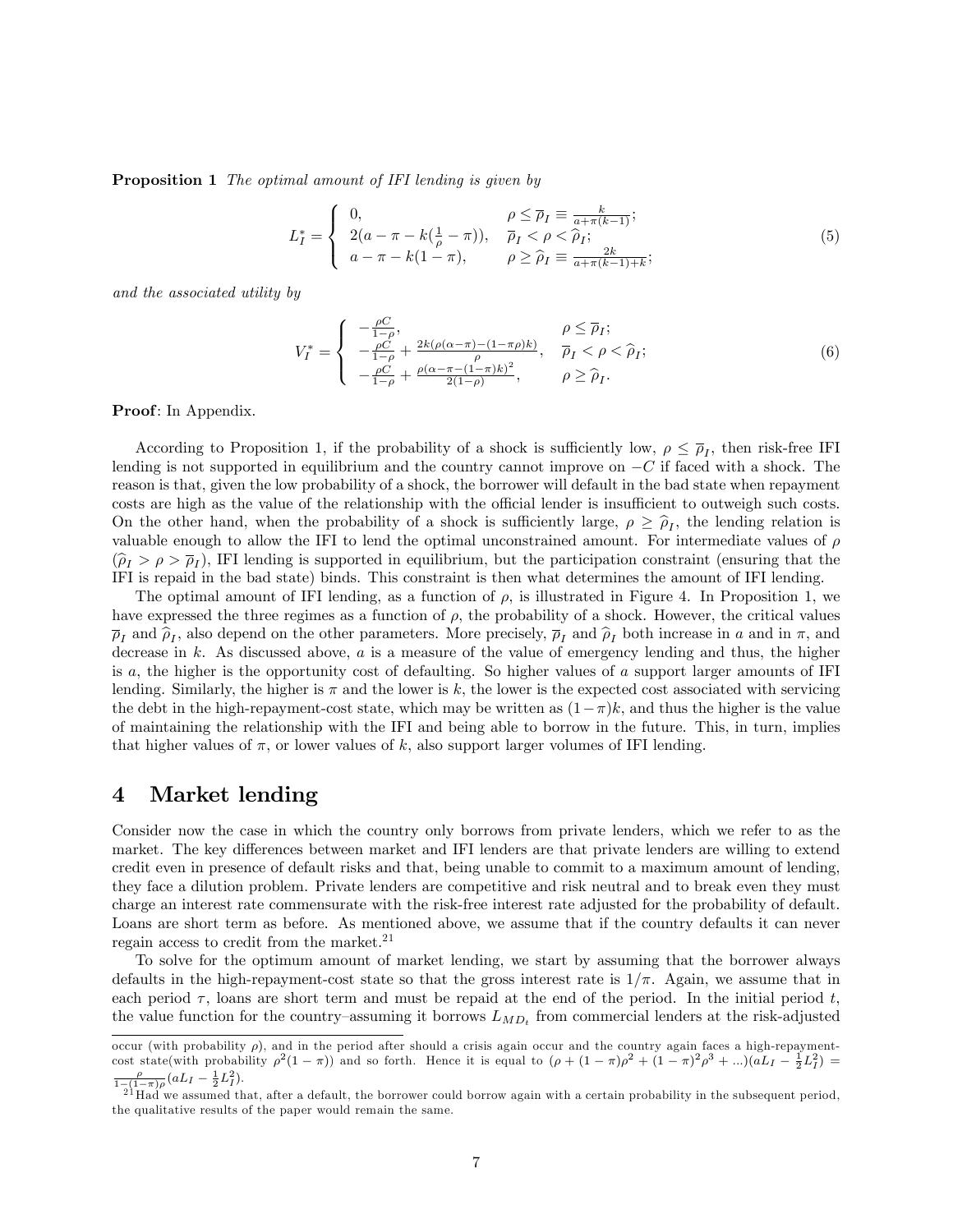**Proposition 1** *The optimal amount of IFI lending is given by*

$$L_I^* = \begin{cases} 0, & \rho \leq \overline{\rho}_I \equiv \frac{k}{a+\pi(k-1)}; \\ 2(a-\pi-k(\frac{1}{\rho}-\pi)), & \overline{\rho}_I < \rho < \widehat{\rho}_I; \\ a-\pi-k(1-\pi), & \rho \geq \widehat{\rho}_I \equiv \frac{2k}{a+\pi(k-1)+k}; \end{cases} \tag{5}$$

*and the associated utility by*

$$V_I^* = \begin{cases} -\frac{\rho C}{1-\rho}, & \rho \leq \overline{\rho}_I; \\ -\frac{\rho C}{1-\rho} + \frac{2k(\rho(\alpha-\pi)-(1-\pi\rho)k)}{\rho}, & \overline{\rho}_I < \rho < \widehat{\rho}_I; \\ -\frac{\rho C}{1-\rho} + \frac{\rho(\alpha-\pi-(1-\pi)k)^2}{2(1-\rho)}, & \rho \geq \widehat{\rho}_I. \end{cases} \tag{6}$$

**Proof**: In Appendix.

According to Proposition 1, if the probability of a shock is sufficiently low, $\rho \leq \overline{\rho}_I$, then risk-free IFI lending is not supported in equilibrium and the country cannot improve on $-C$ if faced with a shock. The reason is that, given the low probability of a shock, the borrower will default in the bad state when repayment costs are high as the value of the relationship with the official lender is insufficient to outweigh such costs. On the other hand, when the probability of a shock is sufficiently large, $\rho \geq \widehat{\rho}_I$, the lending relation is valuable enough to allow the IFI to lend the optimal unconstrained amount. For intermediate values of $\rho$ ($\widehat{\rho}_I > \rho > \overline{\rho}_I$), IFI lending is supported in equilibrium, but the participation constraint (ensuring that the IFI is repaid in the bad state) binds. This constraint is then what determines the amount of IFI lending.

The optimal amount of IFI lending, as a function of $\rho$, is illustrated in Figure 4. In Proposition 1, we have expressed the three regimes as a function of $\rho$, the probability of a shock. However, the critical values $\overline{\rho}_I$ and $\widehat{\rho}_I$, also depend on the other parameters. More precisely, $\overline{\rho}_I$ and $\widehat{\rho}_I$ both increase in $a$ and in $\pi$, and decrease in $k$. As discussed above, $a$ is a measure of the value of emergency lending and thus, the higher is $a$, the higher is the opportunity cost of defaulting. So higher values of $a$ support larger amounts of IFI lending. Similarly, the higher is $\pi$ and the lower is $k$, the lower is the expected cost associated with servicing the debt in the high-repayment-cost state, which may be written as $(1-\pi)k$, and thus the higher is the value of maintaining the relationship with the IFI and being able to borrow in the future. This, in turn, implies that higher values of $\pi$, or lower values of $k$, also support larger volumes of IFI lending.

# 4 Market lending

Consider now the case in which the country only borrows from private lenders, which we refer to as the market. The key differences between market and IFI lenders are that private lenders are willing to extend credit even in presence of default risks and that, being unable to commit to a maximum amount of lending, they face a dilution problem. Private lenders are competitive and risk neutral and to break even they must charge an interest rate commensurate with the risk-free interest rate adjusted for the probability of default. Loans are short term as before. As mentioned above, we assume that if the country defaults it can never regain access to credit from the market.[21]

To solve for the optimum amount of market lending, we start by assuming that the borrower always defaults in the high-repayment-cost state so that the gross interest rate is $1/\pi$. Again, we assume that in each period $\tau$, loans are short term and must be repaid at the end of the period. In the initial period $t$, the value function for the country–assuming it borrows $L_{MD_t}$ from commercial lenders at the risk-adjusted

occur (with probability $\rho$), and in the period after should a crisis again occur and the country again faces a high-repayment-cost state(with probability $\rho^2(1-\pi)$) and so forth. Hence it is equal to $(\rho + (1-\pi)\rho^2 + (1-\pi)^2\rho^3 + ...)(aL_I - \frac{1}{2}L_I^2) = \frac{\rho}{1-(1-\pi)\rho}(aL_I - \frac{1}{2}L_I^2)$.

[21] Had we assumed that, after a default, the borrower could borrow again with a certain probability in the subsequent period, the qualitative results of the paper would remain the same.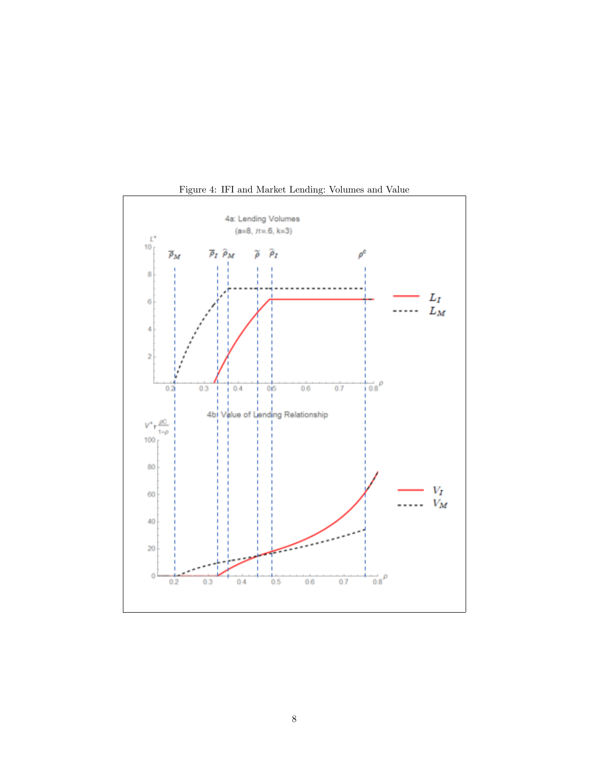Figure 4: IFI and Market Lending: Volumes and Value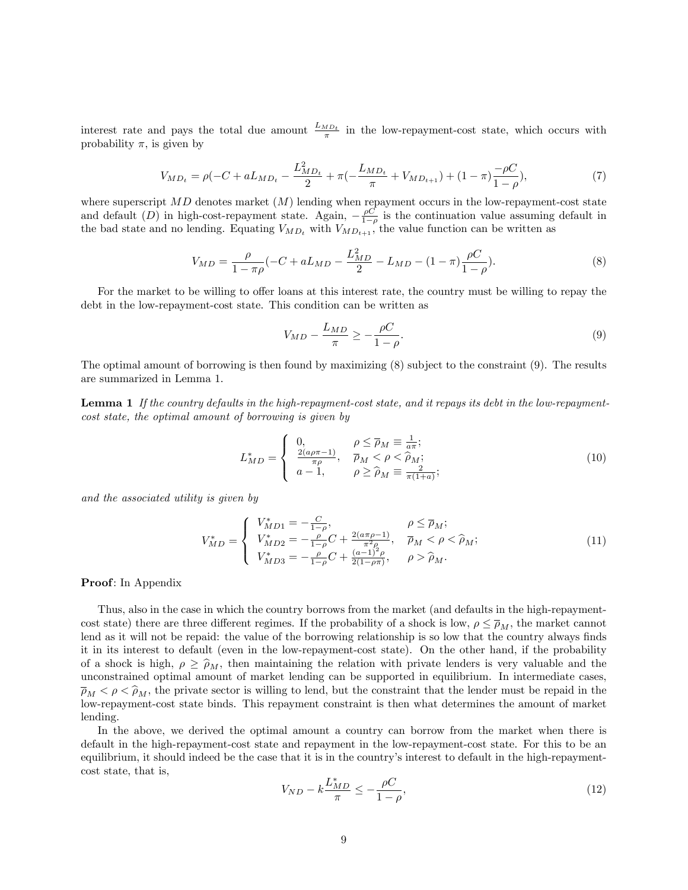interest rate and pays the total due amount $\frac{L_{MD_t}}{\pi}$ in the low-repayment-cost state, which occurs with probability $\pi$, is given by

$$V_{MD_t} = \rho(-C + aL_{MD_t} - \frac{L_{MD_t}^2}{2} + \pi(-\frac{L_{MD_t}}{\pi} + V_{MD_{t+1}}) + (1-\pi)\frac{-\rho C}{1-\rho}), \tag{7}$$

where superscript $MD$ denotes market ($M$) lending when repayment occurs in the low-repayment-cost state and default ($D$) in high-cost-repayment state. Again, $-\frac{\rho C}{1-\rho}$ is the continuation value assuming default in the bad state and no lending. Equating $V_{MD_t}$ with $V_{MD_{t+1}}$, the value function can be written as

$$V_{MD} = \frac{\rho}{1-\pi\rho}(-C + aL_{MD} - \frac{L_{MD}^2}{2} - L_{MD} - (1-\pi)\frac{\rho C}{1-\rho}). \tag{8}$$

For the market to be willing to offer loans at this interest rate, the country must be willing to repay the debt in the low-repayment-cost state. This condition can be written as

$$V_{MD} - \frac{L_{MD}}{\pi} \geq -\frac{\rho C}{1-\rho}. \tag{9}$$

The optimal amount of borrowing is then found by maximizing (8) subject to the constraint (9). The results are summarized in Lemma 1.

**Lemma 1** *If the country defaults in the high-repayment-cost state, and it repays its debt in the low-repayment-cost state, the optimal amount of borrowing is given by*

$$L_{MD}^* = \begin{cases} 0, & \rho \leq \overline{\rho}_M \equiv \frac{1}{a\pi}; \\ \frac{2(a\rho\pi-1)}{\pi\rho}, & \overline{\rho}_M < \rho < \widehat{\rho}_M; \\ a-1, & \rho \geq \widehat{\rho}_M \equiv \frac{2}{\pi(1+a)}; \end{cases} \tag{10}$$

*and the associated utility is given by*

$$V_{MD}^* = \begin{cases} V_{MD1}^* = -\frac{C}{1-\rho}, & \rho \leq \overline{\rho}_M; \\ V_{MD2}^* = -\frac{\rho}{1-\rho}C + \frac{2(a\pi\rho-1)}{\pi^2\rho}, & \overline{\rho}_M < \rho < \widehat{\rho}_M; \\ V_{MD3}^* = -\frac{\rho}{1-\rho}C + \frac{(a-1)^2\rho}{2(1-\rho\pi)}, & \rho > \widehat{\rho}_M. \end{cases} \tag{11}$$

**Proof**: In Appendix

Thus, also in the case in which the country borrows from the market (and defaults in the high-repayment-cost state) there are three different regimes. If the probability of a shock is low, $\rho \leq \overline{\rho}_M$, the market cannot lend as it will not be repaid: the value of the borrowing relationship is so low that the country always finds it in its interest to default (even in the low-repayment-cost state). On the other hand, if the probability of a shock is high, $\rho \geq \widehat{\rho}_M$, then maintaining the relation with private lenders is very valuable and the unconstrained optimal amount of market lending can be supported in equilibrium. In intermediate cases, $\overline{\rho}_M < \rho < \widehat{\rho}_M$, the private sector is willing to lend, but the constraint that the lender must be repaid in the low-repayment-cost state binds. This repayment constraint is then what determines the amount of market lending.

In the above, we derived the optimal amount a country can borrow from the market when there is default in the high-repayment-cost state and repayment in the low-repayment-cost state. For this to be an equilibrium, it should indeed be the case that it is in the country's interest to default in the high-repayment-cost state, that is,

$$V_{ND} - k\frac{L_{MD}^*}{\pi} \leq -\frac{\rho C}{1-\rho}, \tag{12}$$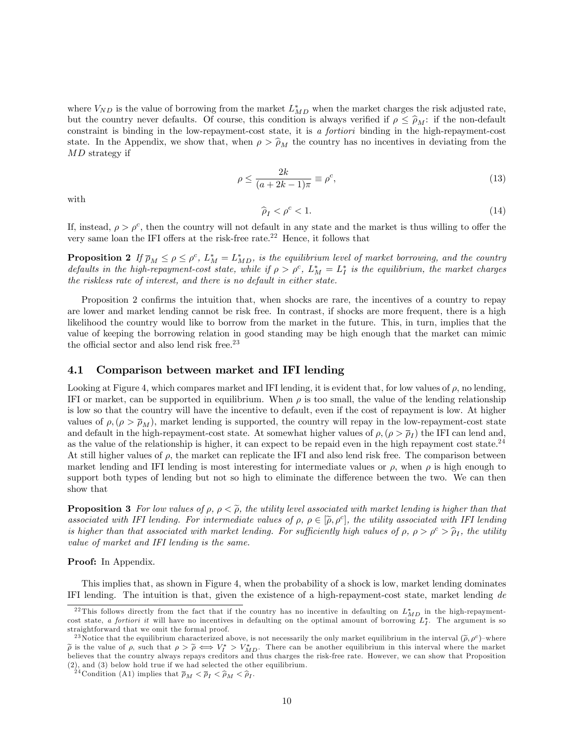where $V_{ND}$ is the value of borrowing from the market $L^*_{MD}$ when the market charges the risk adjusted rate, but the country never defaults. Of course, this condition is always verified if $\rho \leq \widehat{\rho}_M$: if the non-default constraint is binding in the low-repayment-cost state, it is *a fortiori* binding in the high-repayment-cost state. In the Appendix, we show that, when $\rho > \widehat{\rho}_M$ the country has no incentives in deviating from the $MD$ strategy if

$$\rho \leq \frac{2k}{(a+2k-1)\pi} \equiv \rho^c, \tag{13}$$

with

$$\widehat{\rho}_I < \rho^c < 1. \tag{14}$$

If, instead, $\rho > \rho^c$, then the country will not default in any state and the market is thus willing to offer the very same loan the IFI offers at the risk-free rate.[22] Hence, it follows that

**Proposition 2** *If $\overline{\rho}_M \leq \rho \leq \rho^c$, $L^*_M = L^*_{MD}$, is the equilibrium level of market borrowing, and the country defaults in the high-repayment-cost state, while if $\rho > \rho^c$, $L^*_M = L^*_I$ is the equilibrium, the market charges the riskless rate of interest, and there is no default in either state.*

Proposition 2 confirms the intuition that, when shocks are rare, the incentives of a country to repay are lower and market lending cannot be risk free. In contrast, if shocks are more frequent, there is a high likelihood the country would like to borrow from the market in the future. This, in turn, implies that the value of keeping the borrowing relation in good standing may be high enough that the market can mimic the official sector and also lend risk free.[23]

### 4.1 Comparison between market and IFI lending

Looking at Figure 4, which compares market and IFI lending, it is evident that, for low values of $\rho$, no lending, IFI or market, can be supported in equilibrium. When $\rho$ is too small, the value of the lending relationship is low so that the country will have the incentive to default, even if the cost of repayment is low. At higher values of $\rho, (\rho > \overline{\rho}_M)$, market lending is supported, the country will repay in the low-repayment-cost state and default in the high-repayment-cost state. At somewhat higher values of $\rho, (\rho > \overline{\rho}_I)$ the IFI can lend and, as the value of the relationship is higher, it can expect to be repaid even in the high repayment cost state.[24] At still higher values of $\rho$, the market can replicate the IFI and also lend risk free. The comparison between market lending and IFI lending is most interesting for intermediate values or $\rho$, when $\rho$ is high enough to support both types of lending but not so high to eliminate the difference between the two. We can then show that

**Proposition 3** *For low values of $\rho$, $\rho < \widetilde{\rho}$, the utility level associated with market lending is higher than that associated with IFI lending. For intermediate values of $\rho$, $\rho \in [\widetilde{\rho}, \rho^c]$, the utility associated with IFI lending is higher than that associated with market lending. For sufficiently high values of $\rho$, $\rho > \rho^c > \widehat{\rho}_I$, the utility value of market and IFI lending is the same.*

**Proof:** In Appendix.

This implies that, as shown in Figure 4, when the probability of a shock is low, market lending dominates IFI lending. The intuition is that, given the existence of a high-repayment-cost state, market lending *de*

[22] This follows directly from the fact that if the country has no incentive in defaulting on $L^*_{MD}$ in the high-repayment-cost state, *a fortiori it* will have no incentives in defaulting on the optimal amount of borrowing $L^*_I$. The argument is so straightforward that we omit the formal proof.

[23] Notice that the equilibrium characterized above, is not necessarily the only market equilibrium in the interval $(\widetilde{\rho}, \rho^c)$–where $\widetilde{\rho}$ is the value of $\rho$, such that $\rho > \widetilde{\rho} \iff V^*_I > V^*_{MD}$. There can be another equilibrium in this interval where the market believes that the country always repays creditors and thus charges the risk-free rate. However, we can show that Proposition (2), and (3) below hold true if we had selected the other equilibrium.

[24] Condition (A1) implies that $\overline{\rho}_M < \overline{\rho}_I < \widehat{\rho}_M < \widehat{\rho}_I$.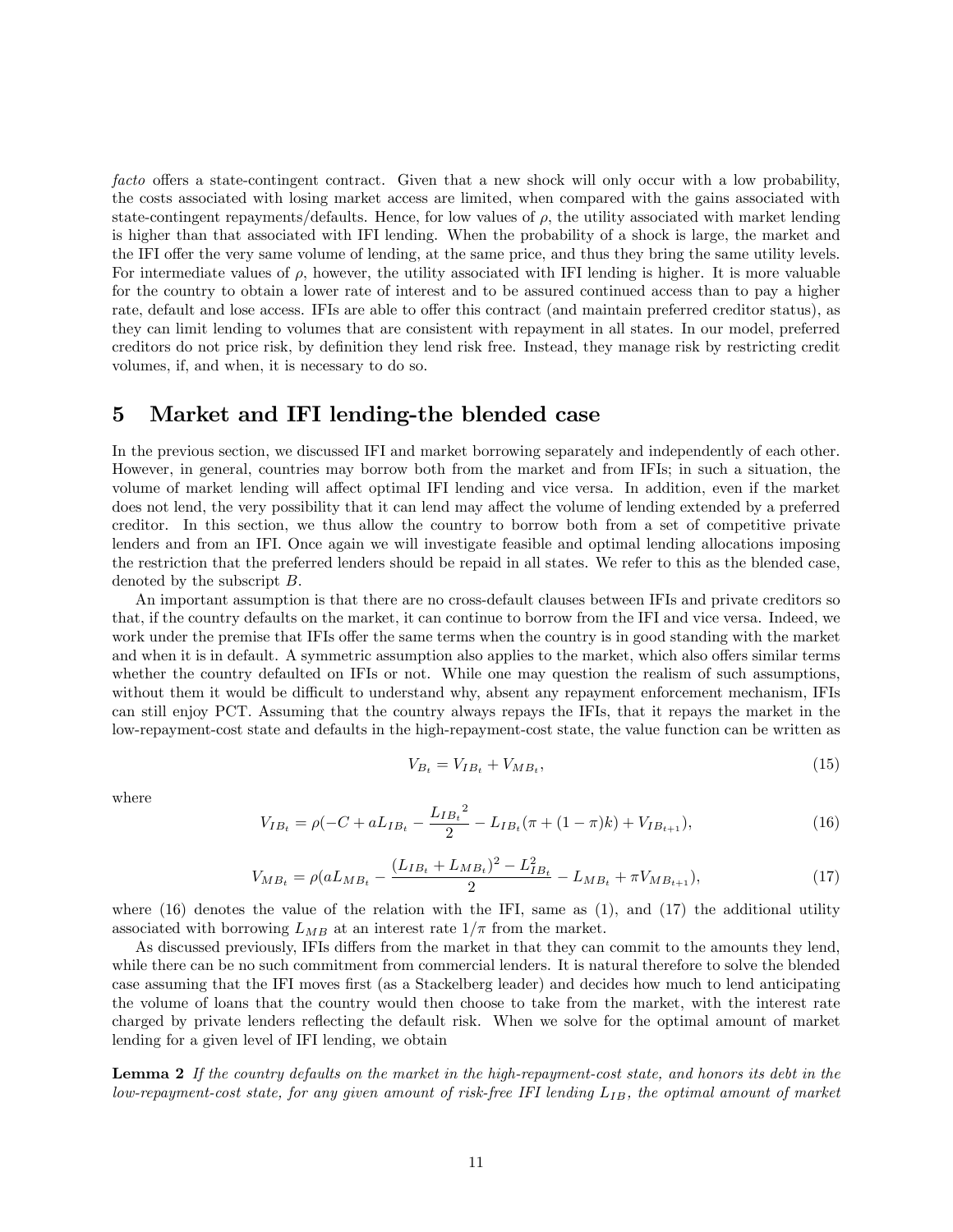*facto* offers a state-contingent contract. Given that a new shock will only occur with a low probability, the costs associated with losing market access are limited, when compared with the gains associated with state-contingent repayments/defaults. Hence, for low values of $\rho$, the utility associated with market lending is higher than that associated with IFI lending. When the probability of a shock is large, the market and the IFI offer the very same volume of lending, at the same price, and thus they bring the same utility levels. For intermediate values of $\rho$, however, the utility associated with IFI lending is higher. It is more valuable for the country to obtain a lower rate of interest and to be assured continued access than to pay a higher rate, default and lose access. IFIs are able to offer this contract (and maintain preferred creditor status), as they can limit lending to volumes that are consistent with repayment in all states. In our model, preferred creditors do not price risk, by definition they lend risk free. Instead, they manage risk by restricting credit volumes, if, and when, it is necessary to do so.

## 5 Market and IFI lending-the blended case

In the previous section, we discussed IFI and market borrowing separately and independently of each other. However, in general, countries may borrow both from the market and from IFIs; in such a situation, the volume of market lending will affect optimal IFI lending and vice versa. In addition, even if the market does not lend, the very possibility that it can lend may affect the volume of lending extended by a preferred creditor. In this section, we thus allow the country to borrow both from a set of competitive private lenders and from an IFI. Once again we will investigate feasible and optimal lending allocations imposing the restriction that the preferred lenders should be repaid in all states. We refer to this as the blended case, denoted by the subscript $B$.

An important assumption is that there are no cross-default clauses between IFIs and private creditors so that, if the country defaults on the market, it can continue to borrow from the IFI and vice versa. Indeed, we work under the premise that IFIs offer the same terms when the country is in good standing with the market and when it is in default. A symmetric assumption also applies to the market, which also offers similar terms whether the country defaulted on IFIs or not. While one may question the realism of such assumptions, without them it would be difficult to understand why, absent any repayment enforcement mechanism, IFIs can still enjoy PCT. Assuming that the country always repays the IFIs, that it repays the market in the low-repayment-cost state and defaults in the high-repayment-cost state, the value function can be written as

$$V_{B_t} = V_{IB_t} + V_{MB_t}, \tag{15}$$

where

$$V_{IB_t} = \rho(-C + aL_{IB_t} - \frac{{L_{IB_t}}^2}{2} - L_{IB_t}(\pi + (1-\pi)k) + V_{IB_{t+1}}), \tag{16}$$

$$V_{MB_t} = \rho(aL_{MB_t} - \frac{(L_{IB_t} + L_{MB_t})^2 - L_{IB_t}^2}{2} - L_{MB_t} + \pi V_{MB_{t+1}}), \tag{17}$$

where (16) denotes the value of the relation with the IFI, same as (1), and (17) the additional utility associated with borrowing $L_{MB}$ at an interest rate $1/\pi$ from the market.

As discussed previously, IFIs differs from the market in that they can commit to the amounts they lend, while there can be no such commitment from commercial lenders. It is natural therefore to solve the blended case assuming that the IFI moves first (as a Stackelberg leader) and decides how much to lend anticipating the volume of loans that the country would then choose to take from the market, with the interest rate charged by private lenders reflecting the default risk. When we solve for the optimal amount of market lending for a given level of IFI lending, we obtain

**Lemma 2** *If the country defaults on the market in the high-repayment-cost state, and honors its debt in the low-repayment-cost state, for any given amount of risk-free IFI lending $L_{IB}$, the optimal amount of market*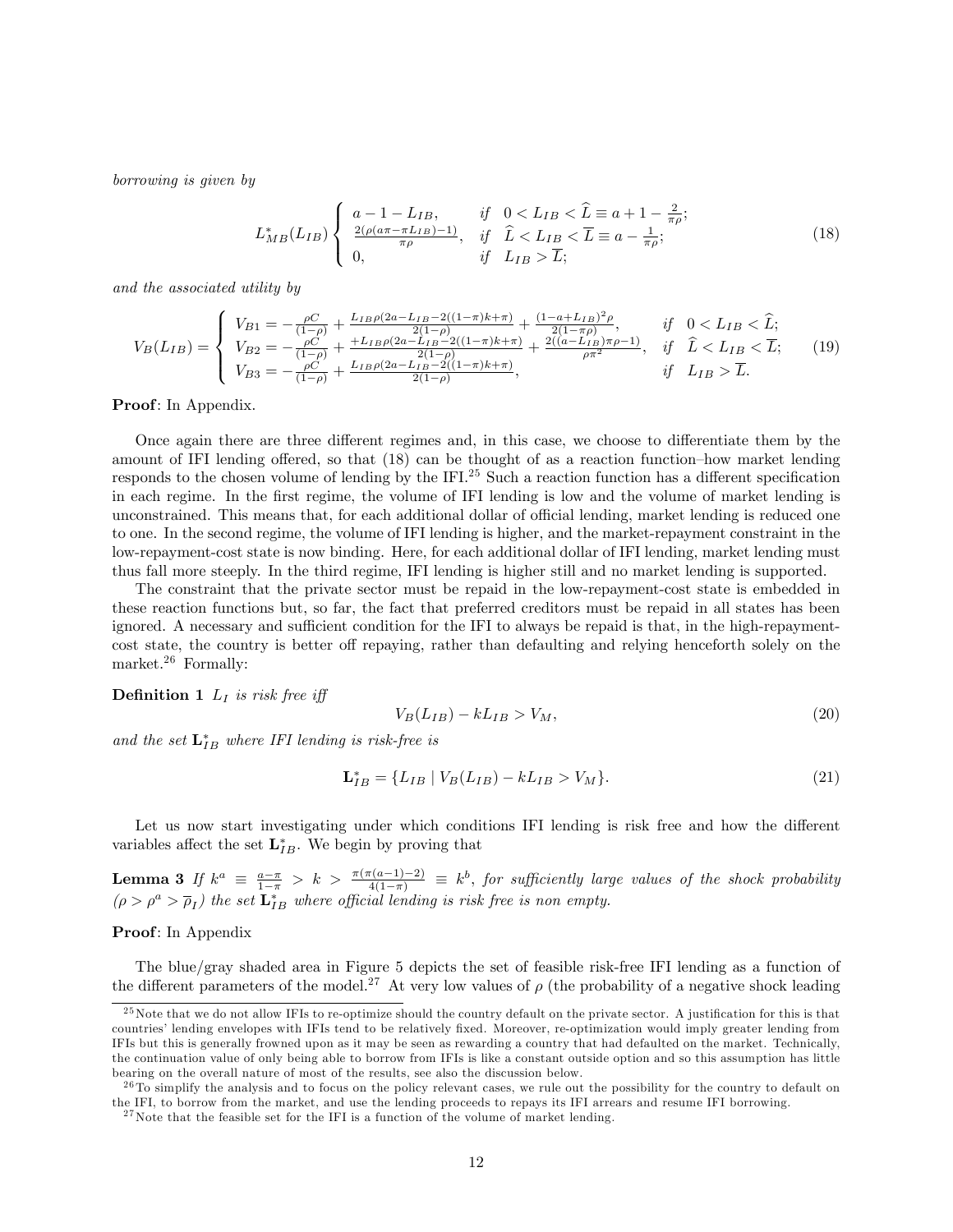*borrowing is given by*

$$
L^*_{MB}(L_{IB}) \begin{cases} a-1-L_{IB}, & if \quad 0 < L_{IB} < \widehat{L} \equiv a+1-\frac{2}{\pi\rho}; \\ \frac{2(\rho(a\pi-\pi L_{IB})-1)}{\pi\rho}, & if \quad \widehat{L} < L_{IB} < \overline{L} \equiv a-\frac{1}{\pi\rho}; \\ 0, & if \quad L_{IB} > \overline{L}; \end{cases} \tag{18}
$$

*and the associated utility by*

$$
V_B(L_{IB}) = \begin{cases} V_{B1} = -\frac{\rho C}{(1-\rho)} + \frac{L_{IB}\rho(2a-L_{IB}-2((1-\pi)k+\pi)}{2(1-\rho)} + \frac{(1-a+L_{IB})^2\rho}{2(1-\pi\rho)}, & if \quad 0 < L_{IB} < \widehat{L}; \\ V_{B2} = -\frac{\rho C}{(1-\rho)} + \frac{+L_{IB}\rho(2a-L_{IB}-2((1-\pi)k+\pi)}{2(1-\rho)} + \frac{2((a-L_{IB})\pi\rho-1)}{\rho\pi^2}, & if \quad \widehat{L} < L_{IB} < \overline{L}; \\ V_{B3} = -\frac{\rho C}{(1-\rho)} + \frac{L_{IB}\rho(2a-L_{IB}-2((1-\pi)k+\pi)}{2(1-\rho)}, & if \quad L_{IB} > \overline{L}. \end{cases} \tag{19}
$$

**Proof**: In Appendix.

Once again there are three different regimes and, in this case, we choose to differentiate them by the amount of IFI lending offered, so that (18) can be thought of as a reaction function–how market lending responds to the chosen volume of lending by the IFI.[25] Such a reaction function has a different specification in each regime. In the first regime, the volume of IFI lending is low and the volume of market lending is unconstrained. This means that, for each additional dollar of official lending, market lending is reduced one to one. In the second regime, the volume of IFI lending is higher, and the market-repayment constraint in the low-repayment-cost state is now binding. Here, for each additional dollar of IFI lending, market lending must thus fall more steeply. In the third regime, IFI lending is higher still and no market lending is supported.

The constraint that the private sector must be repaid in the low-repayment-cost state is embedded in these reaction functions but, so far, the fact that preferred creditors must be repaid in all states has been ignored. A necessary and sufficient condition for the IFI to always be repaid is that, in the high-repayment-cost state, the country is better off repaying, rather than defaulting and relying henceforth solely on the market.[26] Formally:

**Definition 1** *$L_I$ is risk free iff*

$$
V_B(L_{IB}) - kL_{IB} > V_M, \tag{20}
$$

*and the set $\mathbf{L}^*_{IB}$ where IFI lending is risk-free is*

$$
\mathbf{L}^*_{IB} = \{L_{IB} \mid V_B(L_{IB}) - kL_{IB} > V_M\}. \tag{21}
$$

Let us now start investigating under which conditions IFI lending is risk free and how the different variables affect the set $\mathbf{L}^*_{IB}$. We begin by proving that

**Lemma 3** *If $k^a \equiv \frac{a-\pi}{1-\pi} > k > \frac{\pi(\pi(a-1)-2)}{4(1-\pi)} \equiv k^b$, for sufficiently large values of the shock probability ($\rho > \rho^a > \overline{\rho}_I$) the set $\mathbf{L}^*_{IB}$ where official lending is risk free is non empty.*

**Proof**: In Appendix

The blue/gray shaded area in Figure 5 depicts the set of feasible risk-free IFI lending as a function of the different parameters of the model.[27] At very low values of $\rho$ (the probability of a negative shock leading

[25] Note that we do not allow IFIs to re-optimize should the country default on the private sector. A justification for this is that countries' lending envelopes with IFIs tend to be relatively fixed. Moreover, re-optimization would imply greater lending from IFIs but this is generally frowned upon as it may be seen as rewarding a country that had defaulted on the market. Technically, the continuation value of only being able to borrow from IFIs is like a constant outside option and so this assumption has little bearing on the overall nature of most of the results, see also the discussion below.

[26] To simplify the analysis and to focus on the policy relevant cases, we rule out the possibility for the country to default on the IFI, to borrow from the market, and use the lending proceeds to repays its IFI arrears and resume IFI borrowing.

[27] Note that the feasible set for the IFI is a function of the volume of market lending.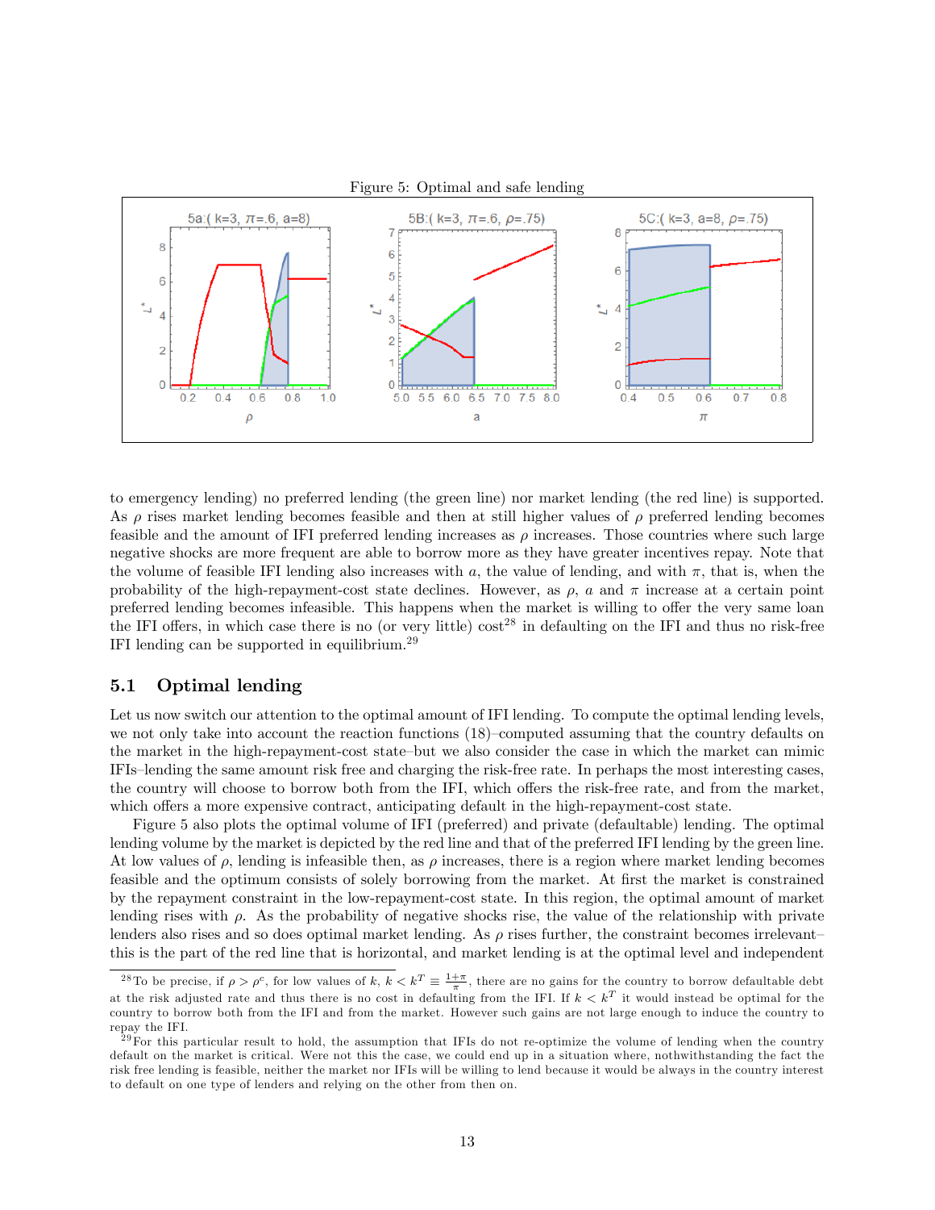Figure 5: Optimal and safe lending

to emergency lending) no preferred lending (the green line) nor market lending (the red line) is supported. As $\rho$ rises market lending becomes feasible and then at still higher values of $\rho$ preferred lending becomes feasible and the amount of IFI preferred lending increases as $\rho$ increases. Those countries where such large negative shocks are more frequent are able to borrow more as they have greater incentives repay. Note that the volume of feasible IFI lending also increases with $a$, the value of lending, and with $\pi$, that is, when the probability of the high-repayment-cost state declines. However, as $\rho$, $a$ and $\pi$ increase at a certain point preferred lending becomes infeasible. This happens when the market is willing to offer the very same loan the IFI offers, in which case there is no (or very little) cost[28] in defaulting on the IFI and thus no risk-free IFI lending can be supported in equilibrium.[29]

## 5.1 Optimal lending

Let us now switch our attention to the optimal amount of IFI lending. To compute the optimal lending levels, we not only take into account the reaction functions (18)–computed assuming that the country defaults on the market in the high-repayment-cost state–but we also consider the case in which the market can mimic IFIs–lending the same amount risk free and charging the risk-free rate. In perhaps the most interesting cases, the country will choose to borrow both from the IFI, which offers the risk-free rate, and from the market, which offers a more expensive contract, anticipating default in the high-repayment-cost state.

Figure 5 also plots the optimal volume of IFI (preferred) and private (defaultable) lending. The optimal lending volume by the market is depicted by the red line and that of the preferred IFI lending by the green line. At low values of $\rho$, lending is infeasible then, as $\rho$ increases, there is a region where market lending becomes feasible and the optimum consists of solely borrowing from the market. At first the market is constrained by the repayment constraint in the low-repayment-cost state. In this region, the optimal amount of market lending rises with $\rho$. As the probability of negative shocks rise, the value of the relationship with private lenders also rises and so does optimal market lending. As $\rho$ rises further, the constraint becomes irrelevant–this is the part of the red line that is horizontal, and market lending is at the optimal level and independent

[28] To be precise, if $\rho > \rho^c$, for low values of $k$, $k < k^T \equiv \frac{1+\pi}{\pi}$, there are no gains for the country to borrow defaultable debt at the risk adjusted rate and thus there is no cost in defaulting from the IFI. If $k < k^T$ it would instead be optimal for the country to borrow both from the IFI and from the market. However such gains are not large enough to induce the country to repay the IFI.

[29] For this particular result to hold, the assumption that IFIs do not re-optimize the volume of lending when the country default on the market is critical. Were not this the case, we could end up in a situation where, nothwithstanding the fact the risk free lending is feasible, neither the market nor IFIs will be willing to lend because it would be always in the country interest to default on one type of lenders and relying on the other from then on.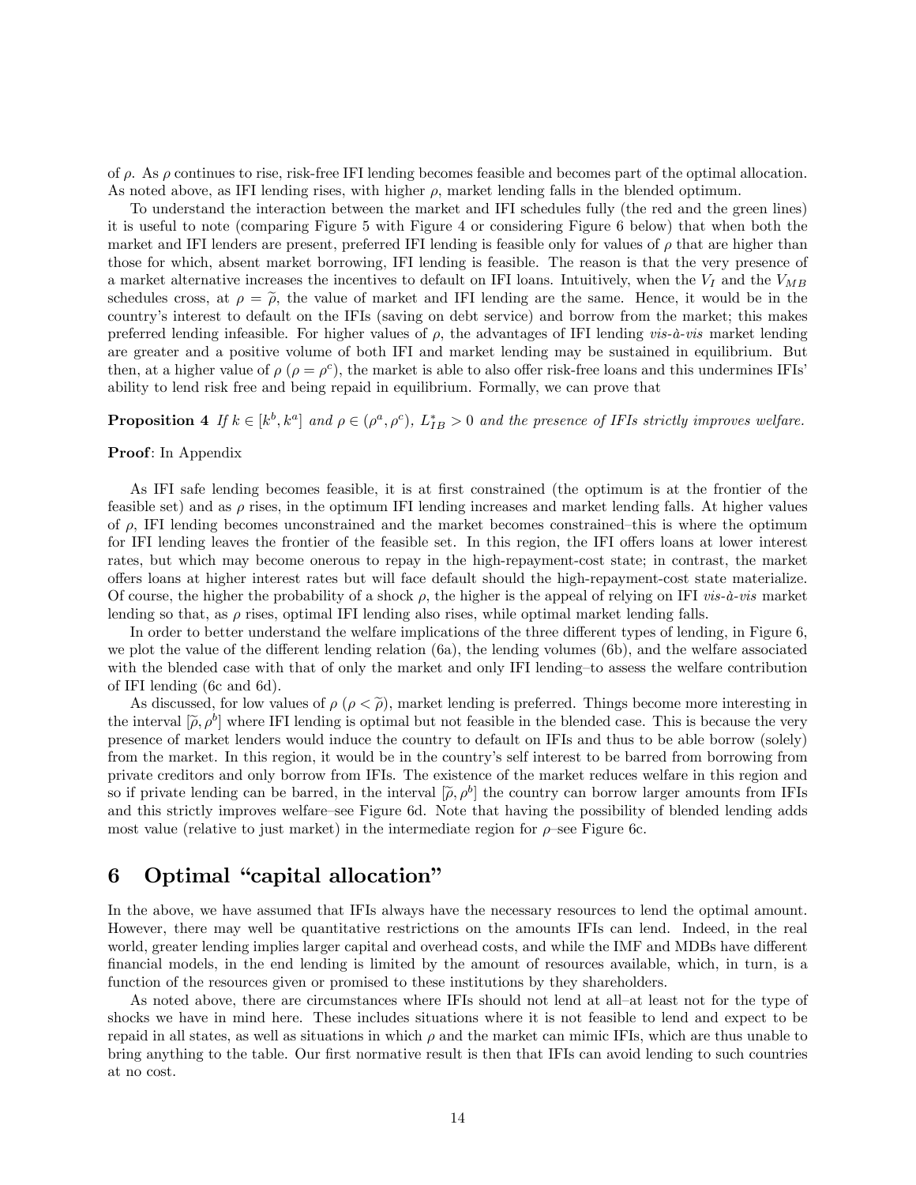of $\rho$. As $\rho$ continues to rise, risk-free IFI lending becomes feasible and becomes part of the optimal allocation. As noted above, as IFI lending rises, with higher $\rho$, market lending falls in the blended optimum.

To understand the interaction between the market and IFI schedules fully (the red and the green lines) it is useful to note (comparing Figure 5 with Figure 4 or considering Figure 6 below) that when both the market and IFI lenders are present, preferred IFI lending is feasible only for values of $\rho$ that are higher than those for which, absent market borrowing, IFI lending is feasible. The reason is that the very presence of a market alternative increases the incentives to default on IFI loans. Intuitively, when the $V_I$ and the $V_{MB}$ schedules cross, at $\rho = \widetilde{\rho}$, the value of market and IFI lending are the same. Hence, it would be in the country's interest to default on the IFIs (saving on debt service) and borrow from the market; this makes preferred lending infeasible. For higher values of $\rho$, the advantages of IFI lending *vis-à-vis* market lending are greater and a positive volume of both IFI and market lending may be sustained in equilibrium. But then, at a higher value of $\rho$ ($\rho = \rho^c$), the market is able to also offer risk-free loans and this undermines IFIs' ability to lend risk free and being repaid in equilibrium. Formally, we can prove that

**Proposition 4** *If $k \in [k^b, k^a]$ and $\rho \in (\rho^a, \rho^c)$, $L^*_{IB} > 0$ and the presence of IFIs strictly improves welfare.*

**Proof**: In Appendix

As IFI safe lending becomes feasible, it is at first constrained (the optimum is at the frontier of the feasible set) and as $\rho$ rises, in the optimum IFI lending increases and market lending falls. At higher values of $\rho$, IFI lending becomes unconstrained and the market becomes constrained–this is where the optimum for IFI lending leaves the frontier of the feasible set. In this region, the IFI offers loans at lower interest rates, but which may become onerous to repay in the high-repayment-cost state; in contrast, the market offers loans at higher interest rates but will face default should the high-repayment-cost state materialize. Of course, the higher the probability of a shock $\rho$, the higher is the appeal of relying on IFI *vis-à-vis* market lending so that, as $\rho$ rises, optimal IFI lending also rises, while optimal market lending falls.

In order to better understand the welfare implications of the three different types of lending, in Figure 6, we plot the value of the different lending relation (6a), the lending volumes (6b), and the welfare associated with the blended case with that of only the market and only IFI lending–to assess the welfare contribution of IFI lending (6c and 6d).

As discussed, for low values of $\rho$ ($\rho < \widetilde{\rho}$), market lending is preferred. Things become more interesting in the interval $[\widetilde{\rho}, \rho^b]$ where IFI lending is optimal but not feasible in the blended case. This is because the very presence of market lenders would induce the country to default on IFIs and thus to be able borrow (solely) from the market. In this region, it would be in the country's self interest to be barred from borrowing from private creditors and only borrow from IFIs. The existence of the market reduces welfare in this region and so if private lending can be barred, in the interval $[\widetilde{\rho}, \rho^b]$ the country can borrow larger amounts from IFIs and this strictly improves welfare–see Figure 6d. Note that having the possibility of blended lending adds most value (relative to just market) in the intermediate region for $\rho$–see Figure 6c.

## 6 Optimal "capital allocation"

In the above, we have assumed that IFIs always have the necessary resources to lend the optimal amount. However, there may well be quantitative restrictions on the amounts IFIs can lend. Indeed, in the real world, greater lending implies larger capital and overhead costs, and while the IMF and MDBs have different financial models, in the end lending is limited by the amount of resources available, which, in turn, is a function of the resources given or promised to these institutions by they shareholders.

As noted above, there are circumstances where IFIs should not lend at all–at least not for the type of shocks we have in mind here. These includes situations where it is not feasible to lend and expect to be repaid in all states, as well as situations in which $\rho$ and the market can mimic IFIs, which are thus unable to bring anything to the table. Our first normative result is then that IFIs can avoid lending to such countries at no cost.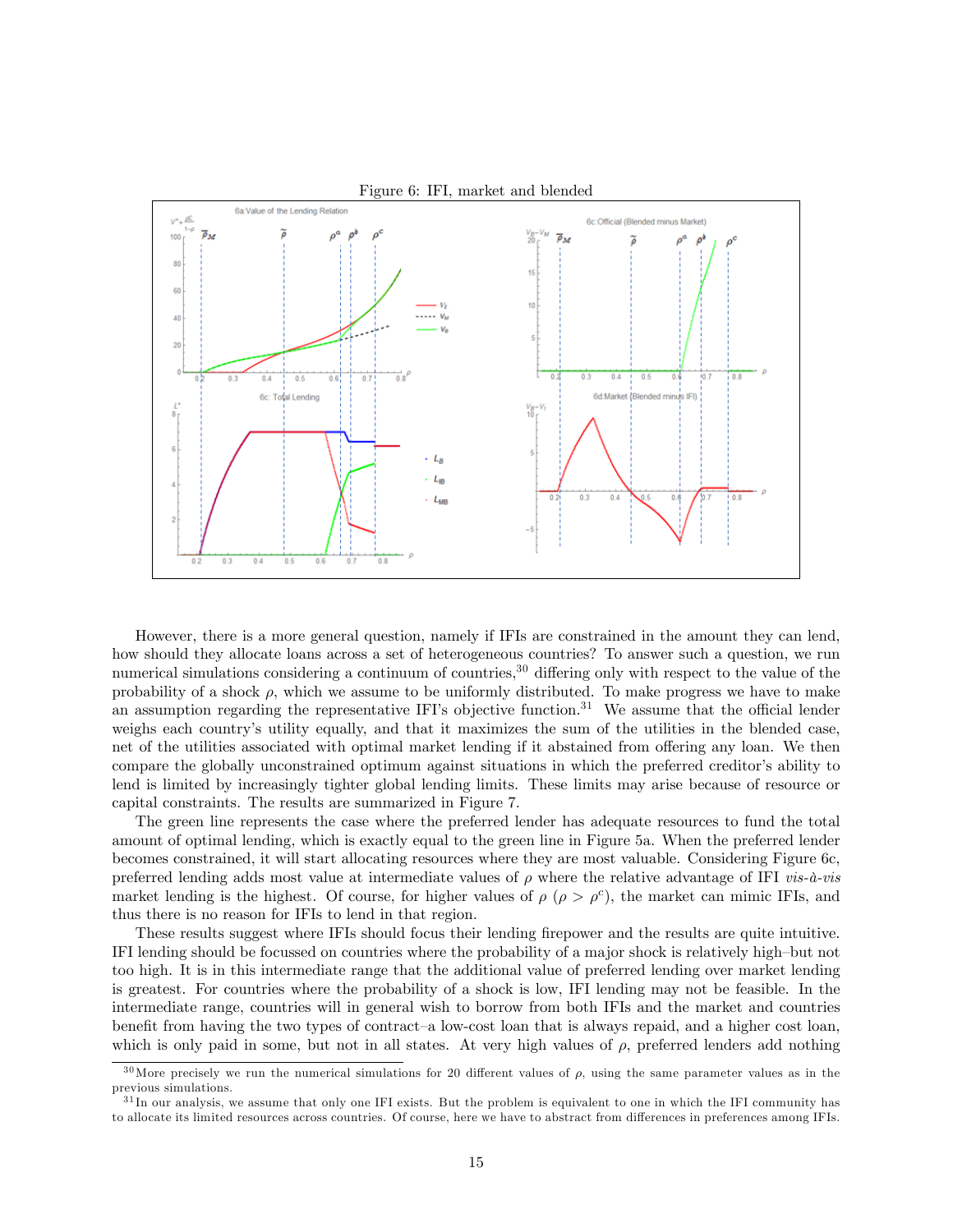Figure 6: IFI, market and blended

However, there is a more general question, namely if IFIs are constrained in the amount they can lend, how should they allocate loans across a set of heterogeneous countries? To answer such a question, we run numerical simulations considering a continuum of countries,[30] differing only with respect to the value of the probability of a shock $\rho$, which we assume to be uniformly distributed. To make progress we have to make an assumption regarding the representative IFI's objective function.[31] We assume that the official lender weighs each country's utility equally, and that it maximizes the sum of the utilities in the blended case, net of the utilities associated with optimal market lending if it abstained from offering any loan. We then compare the globally unconstrained optimum against situations in which the preferred creditor's ability to lend is limited by increasingly tighter global lending limits. These limits may arise because of resource or capital constraints. The results are summarized in Figure 7.

The green line represents the case where the preferred lender has adequate resources to fund the total amount of optimal lending, which is exactly equal to the green line in Figure 5a. When the preferred lender becomes constrained, it will start allocating resources where they are most valuable. Considering Figure 6c, preferred lending adds most value at intermediate values of $\rho$ where the relative advantage of IFI *vis-à-vis* market lending is the highest. Of course, for higher values of $\rho$ ($\rho > \rho^c$), the market can mimic IFIs, and thus there is no reason for IFIs to lend in that region.

These results suggest where IFIs should focus their lending firepower and the results are quite intuitive. IFI lending should be focussed on countries where the probability of a major shock is relatively high–but not too high. It is in this intermediate range that the additional value of preferred lending over market lending is greatest. For countries where the probability of a shock is low, IFI lending may not be feasible. In the intermediate range, countries will in general wish to borrow from both IFIs and the market and countries benefit from having the two types of contract–a low-cost loan that is always repaid, and a higher cost loan, which is only paid in some, but not in all states. At very high values of $\rho$, preferred lenders add nothing

[30] More precisely we run the numerical simulations for 20 different values of $\rho$, using the same parameter values as in the previous simulations.

[31] In our analysis, we assume that only one IFI exists. But the problem is equivalent to one in which the IFI community has to allocate its limited resources across countries. Of course, here we have to abstract from differences in preferences among IFIs.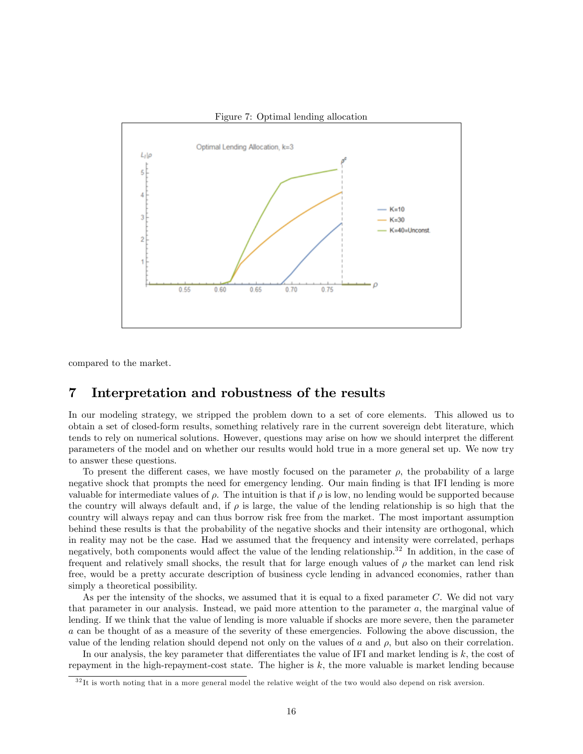Figure 7: Optimal lending allocation

compared to the market.

# 7 Interpretation and robustness of the results

In our modeling strategy, we stripped the problem down to a set of core elements. This allowed us to obtain a set of closed-form results, something relatively rare in the current sovereign debt literature, which tends to rely on numerical solutions. However, questions may arise on how we should interpret the different parameters of the model and on whether our results would hold true in a more general set up. We now try to answer these questions.

To present the different cases, we have mostly focused on the parameter $\rho$, the probability of a large negative shock that prompts the need for emergency lending. Our main finding is that IFI lending is more valuable for intermediate values of $\rho$. The intuition is that if $\rho$ is low, no lending would be supported because the country will always default and, if $\rho$ is large, the value of the lending relationship is so high that the country will always repay and can thus borrow risk free from the market. The most important assumption behind these results is that the probability of the negative shocks and their intensity are orthogonal, which in reality may not be the case. Had we assumed that the frequency and intensity were correlated, perhaps negatively, both components would affect the value of the lending relationship.[32] In addition, in the case of frequent and relatively small shocks, the result that for large enough values of $\rho$ the market can lend risk free, would be a pretty accurate description of business cycle lending in advanced economies, rather than simply a theoretical possibility.

As per the intensity of the shocks, we assumed that it is equal to a fixed parameter $C$. We did not vary that parameter in our analysis. Instead, we paid more attention to the parameter $a$, the marginal value of lending. If we think that the value of lending is more valuable if shocks are more severe, then the parameter $a$ can be thought of as a measure of the severity of these emergencies. Following the above discussion, the value of the lending relation should depend not only on the values of $a$ and $\rho$, but also on their correlation.

In our analysis, the key parameter that differentiates the value of IFI and market lending is $k$, the cost of repayment in the high-repayment-cost state. The higher is $k$, the more valuable is market lending because

[32] It is worth noting that in a more general model the relative weight of the two would also depend on risk aversion.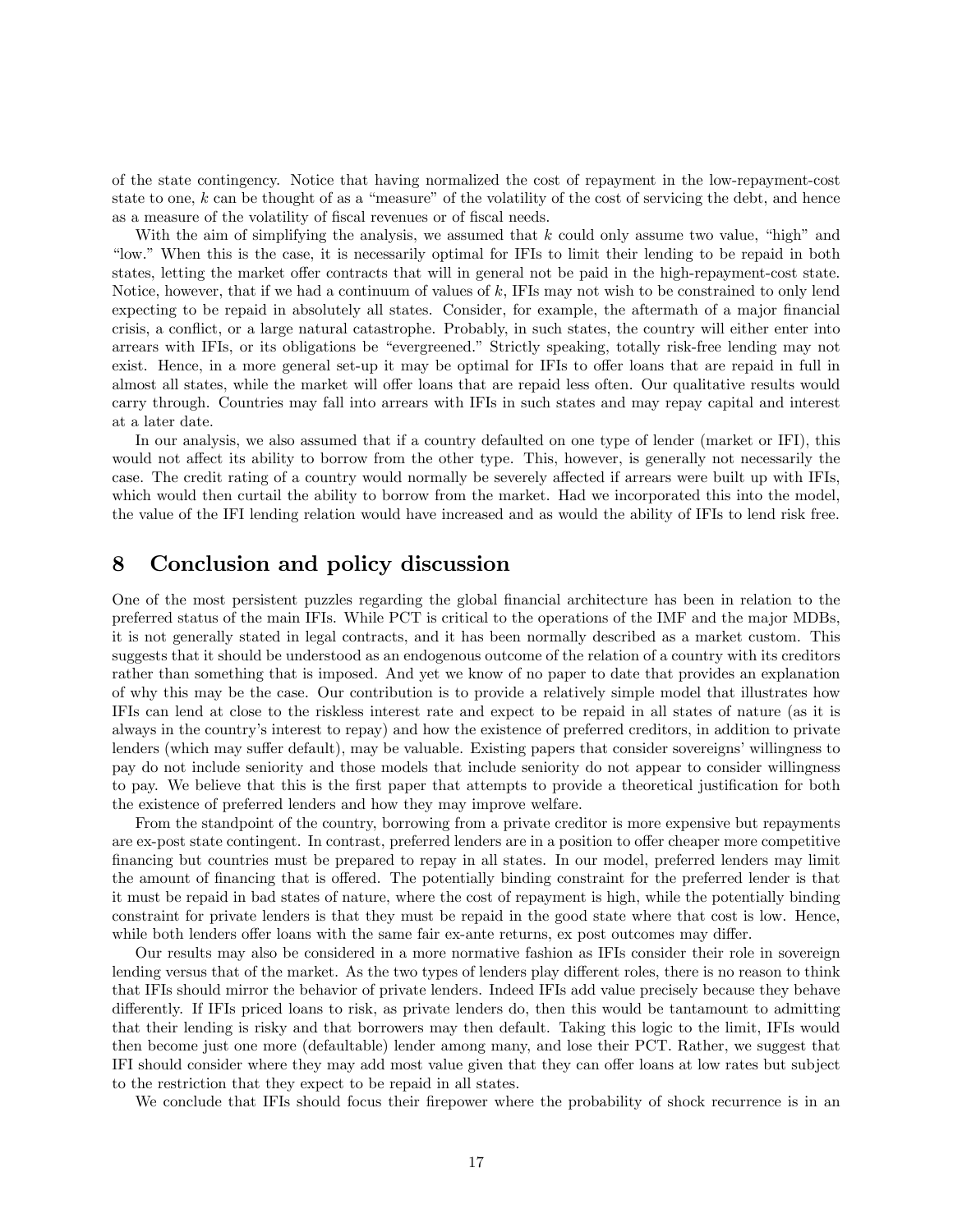of the state contingency. Notice that having normalized the cost of repayment in the low-repayment-cost state to one, $k$ can be thought of as a "measure" of the volatility of the cost of servicing the debt, and hence as a measure of the volatility of fiscal revenues or of fiscal needs.

With the aim of simplifying the analysis, we assumed that $k$ could only assume two value, "high" and "low." When this is the case, it is necessarily optimal for IFIs to limit their lending to be repaid in both states, letting the market offer contracts that will in general not be paid in the high-repayment-cost state. Notice, however, that if we had a continuum of values of $k$, IFIs may not wish to be constrained to only lend expecting to be repaid in absolutely all states. Consider, for example, the aftermath of a major financial crisis, a conflict, or a large natural catastrophe. Probably, in such states, the country will either enter into arrears with IFIs, or its obligations be "evergreened." Strictly speaking, totally risk-free lending may not exist. Hence, in a more general set-up it may be optimal for IFIs to offer loans that are repaid in full in almost all states, while the market will offer loans that are repaid less often. Our qualitative results would carry through. Countries may fall into arrears with IFIs in such states and may repay capital and interest at a later date.

In our analysis, we also assumed that if a country defaulted on one type of lender (market or IFI), this would not affect its ability to borrow from the other type. This, however, is generally not necessarily the case. The credit rating of a country would normally be severely affected if arrears were built up with IFIs, which would then curtail the ability to borrow from the market. Had we incorporated this into the model, the value of the IFI lending relation would have increased and as would the ability of IFIs to lend risk free.

# 8 Conclusion and policy discussion

One of the most persistent puzzles regarding the global financial architecture has been in relation to the preferred status of the main IFIs. While PCT is critical to the operations of the IMF and the major MDBs, it is not generally stated in legal contracts, and it has been normally described as a market custom. This suggests that it should be understood as an endogenous outcome of the relation of a country with its creditors rather than something that is imposed. And yet we know of no paper to date that provides an explanation of why this may be the case. Our contribution is to provide a relatively simple model that illustrates how IFIs can lend at close to the riskless interest rate and expect to be repaid in all states of nature (as it is always in the country's interest to repay) and how the existence of preferred creditors, in addition to private lenders (which may suffer default), may be valuable. Existing papers that consider sovereigns' willingness to pay do not include seniority and those models that include seniority do not appear to consider willingness to pay. We believe that this is the first paper that attempts to provide a theoretical justification for both the existence of preferred lenders and how they may improve welfare.

From the standpoint of the country, borrowing from a private creditor is more expensive but repayments are ex-post state contingent. In contrast, preferred lenders are in a position to offer cheaper more competitive financing but countries must be prepared to repay in all states. In our model, preferred lenders may limit the amount of financing that is offered. The potentially binding constraint for the preferred lender is that it must be repaid in bad states of nature, where the cost of repayment is high, while the potentially binding constraint for private lenders is that they must be repaid in the good state where that cost is low. Hence, while both lenders offer loans with the same fair ex-ante returns, ex post outcomes may differ.

Our results may also be considered in a more normative fashion as IFIs consider their role in sovereign lending versus that of the market. As the two types of lenders play different roles, there is no reason to think that IFIs should mirror the behavior of private lenders. Indeed IFIs add value precisely because they behave differently. If IFIs priced loans to risk, as private lenders do, then this would be tantamount to admitting that their lending is risky and that borrowers may then default. Taking this logic to the limit, IFIs would then become just one more (defaultable) lender among many, and lose their PCT. Rather, we suggest that IFI should consider where they may add most value given that they can offer loans at low rates but subject to the restriction that they expect to be repaid in all states.

We conclude that IFIs should focus their firepower where the probability of shock recurrence is in an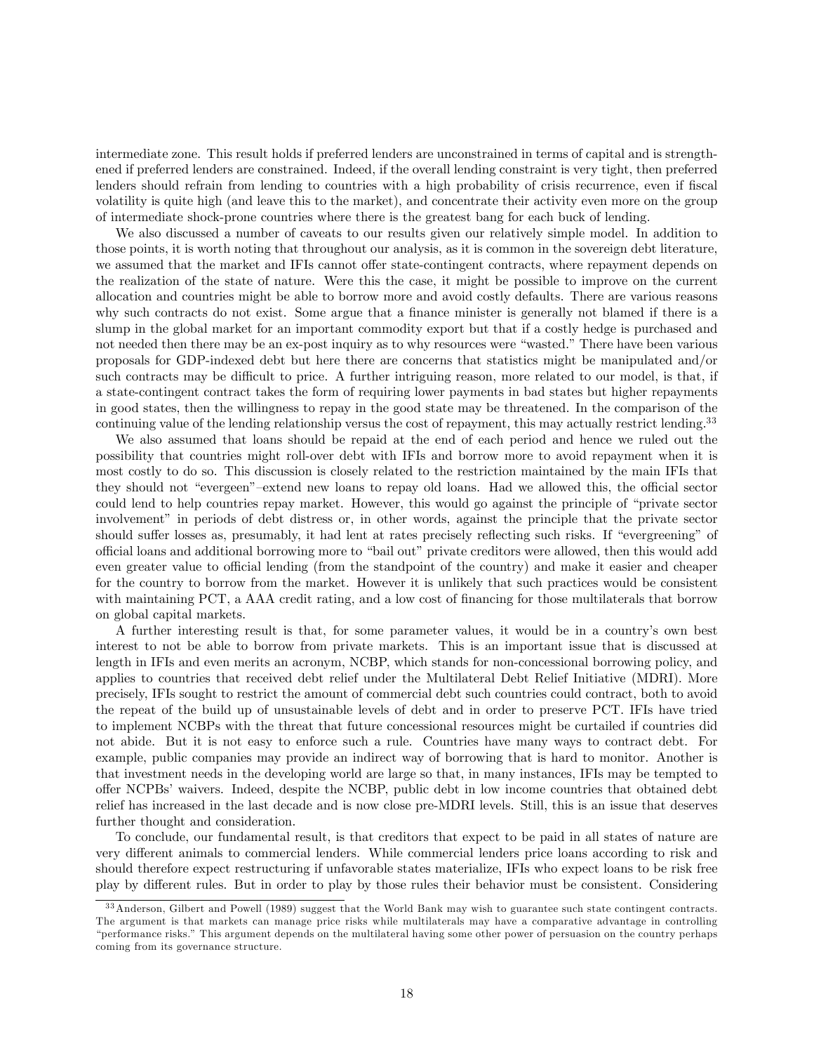intermediate zone. This result holds if preferred lenders are unconstrained in terms of capital and is strengthened if preferred lenders are constrained. Indeed, if the overall lending constraint is very tight, then preferred lenders should refrain from lending to countries with a high probability of crisis recurrence, even if fiscal volatility is quite high (and leave this to the market), and concentrate their activity even more on the group of intermediate shock-prone countries where there is the greatest bang for each buck of lending.

We also discussed a number of caveats to our results given our relatively simple model. In addition to those points, it is worth noting that throughout our analysis, as it is common in the sovereign debt literature, we assumed that the market and IFIs cannot offer state-contingent contracts, where repayment depends on the realization of the state of nature. Were this the case, it might be possible to improve on the current allocation and countries might be able to borrow more and avoid costly defaults. There are various reasons why such contracts do not exist. Some argue that a finance minister is generally not blamed if there is a slump in the global market for an important commodity export but that if a costly hedge is purchased and not needed then there may be an ex-post inquiry as to why resources were "wasted." There have been various proposals for GDP-indexed debt but here there are concerns that statistics might be manipulated and/or such contracts may be difficult to price. A further intriguing reason, more related to our model, is that, if a state-contingent contract takes the form of requiring lower payments in bad states but higher repayments in good states, then the willingness to repay in the good state may be threatened. In the comparison of the continuing value of the lending relationship versus the cost of repayment, this may actually restrict lending.[33]

We also assumed that loans should be repaid at the end of each period and hence we ruled out the possibility that countries might roll-over debt with IFIs and borrow more to avoid repayment when it is most costly to do so. This discussion is closely related to the restriction maintained by the main IFIs that they should not "evergeen"–extend new loans to repay old loans. Had we allowed this, the official sector could lend to help countries repay market. However, this would go against the principle of "private sector involvement" in periods of debt distress or, in other words, against the principle that the private sector should suffer losses as, presumably, it had lent at rates precisely reflecting such risks. If "evergreening" of official loans and additional borrowing more to "bail out" private creditors were allowed, then this would add even greater value to official lending (from the standpoint of the country) and make it easier and cheaper for the country to borrow from the market. However it is unlikely that such practices would be consistent with maintaining PCT, a AAA credit rating, and a low cost of financing for those multilaterals that borrow on global capital markets.

A further interesting result is that, for some parameter values, it would be in a country's own best interest to not be able to borrow from private markets. This is an important issue that is discussed at length in IFIs and even merits an acronym, NCBP, which stands for non-concessional borrowing policy, and applies to countries that received debt relief under the Multilateral Debt Relief Initiative (MDRI). More precisely, IFIs sought to restrict the amount of commercial debt such countries could contract, both to avoid the repeat of the build up of unsustainable levels of debt and in order to preserve PCT. IFIs have tried to implement NCBPs with the threat that future concessional resources might be curtailed if countries did not abide. But it is not easy to enforce such a rule. Countries have many ways to contract debt. For example, public companies may provide an indirect way of borrowing that is hard to monitor. Another is that investment needs in the developing world are large so that, in many instances, IFIs may be tempted to offer NCPBs' waivers. Indeed, despite the NCBP, public debt in low income countries that obtained debt relief has increased in the last decade and is now close pre-MDRI levels. Still, this is an issue that deserves further thought and consideration.

To conclude, our fundamental result, is that creditors that expect to be paid in all states of nature are very different animals to commercial lenders. While commercial lenders price loans according to risk and should therefore expect restructuring if unfavorable states materialize, IFIs who expect loans to be risk free play by different rules. But in order to play by those rules their behavior must be consistent. Considering

[33] Anderson, Gilbert and Powell (1989) suggest that the World Bank may wish to guarantee such state contingent contracts. The argument is that markets can manage price risks while multilaterals may have a comparative advantage in controlling "performance risks." This argument depends on the multilateral having some other power of persuasion on the country perhaps coming from its governance structure.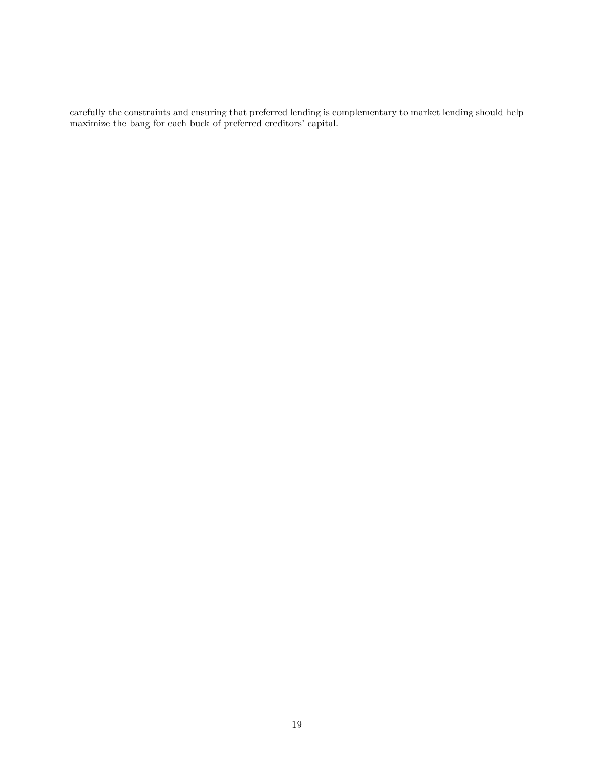carefully the constraints and ensuring that preferred lending is complementary to market lending should help maximize the bang for each buck of preferred creditors' capital.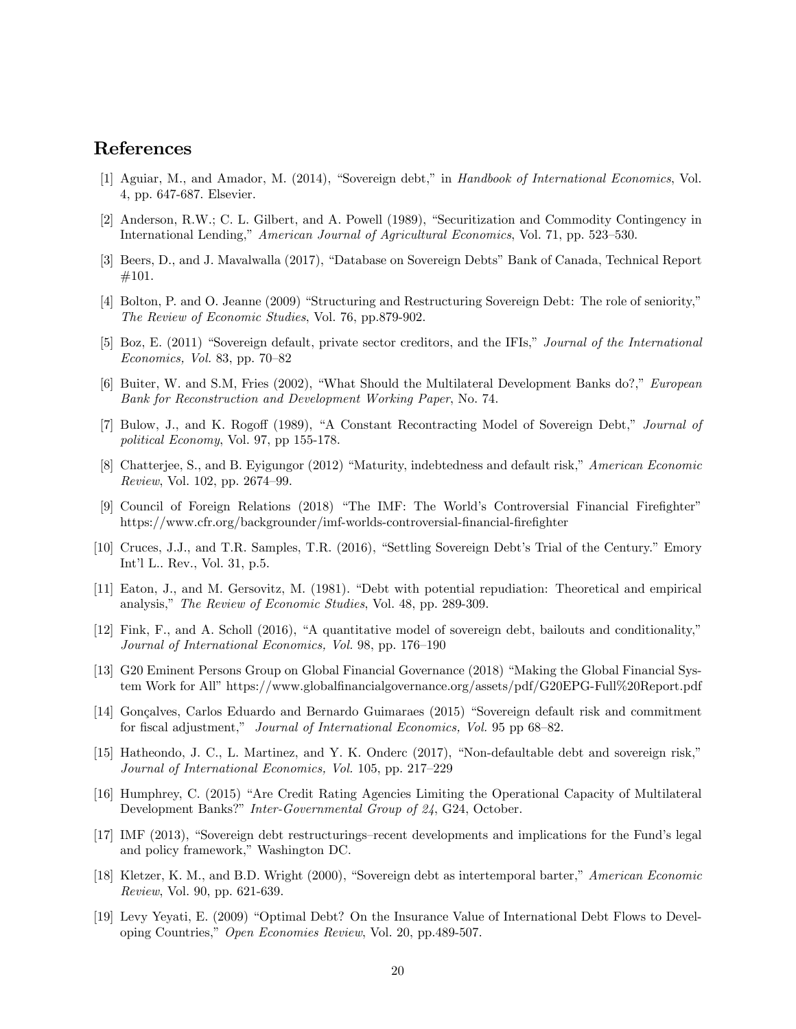## References

[1] Aguiar, M., and Amador, M. (2014), "Sovereign debt," in *Handbook of International Economics*, Vol. 4, pp. 647-687. Elsevier.

[2] Anderson, R.W.; C. L. Gilbert, and A. Powell (1989), "Securitization and Commodity Contingency in International Lending," *American Journal of Agricultural Economics*, Vol. 71, pp. 523–530.

[3] Beers, D., and J. Mavalwalla (2017), "Database on Sovereign Debts" Bank of Canada, Technical Report #101.

[4] Bolton, P. and O. Jeanne (2009) "Structuring and Restructuring Sovereign Debt: The role of seniority," *The Review of Economic Studies*, Vol. 76, pp.879-902.

[5] Boz, E. (2011) "Sovereign default, private sector creditors, and the IFIs," *Journal of the International Economics, Vol.* 83, pp. 70–82

[6] Buiter, W. and S.M, Fries (2002), "What Should the Multilateral Development Banks do?," *European Bank for Reconstruction and Development Working Paper*, No. 74.

[7] Bulow, J., and K. Rogoff (1989), "A Constant Recontracting Model of Sovereign Debt," *Journal of political Economy*, Vol. 97, pp 155-178.

[8] Chatterjee, S., and B. Eyigungor (2012) "Maturity, indebtedness and default risk," *American Economic Review*, Vol. 102, pp. 2674–99.

[9] Council of Foreign Relations (2018) "The IMF: The World's Controversial Financial Firefighter" https://www.cfr.org/backgrounder/imf-worlds-controversial-financial-firefighter

[10] Cruces, J.J., and T.R. Samples, T.R. (2016), "Settling Sovereign Debt's Trial of the Century." Emory Int'l L.. Rev., Vol. 31, p.5.

[11] Eaton, J., and M. Gersovitz, M. (1981). "Debt with potential repudiation: Theoretical and empirical analysis," *The Review of Economic Studies*, Vol. 48, pp. 289-309.

[12] Fink, F., and A. Scholl (2016), "A quantitative model of sovereign debt, bailouts and conditionality," *Journal of International Economics, Vol.* 98, pp. 176–190

[13] G20 Eminent Persons Group on Global Financial Governance (2018) "Making the Global Financial System Work for All" https://www.globalfinancialgovernance.org/assets/pdf/G20EPG-Full%20Report.pdf

[14] Gonçalves, Carlos Eduardo and Bernardo Guimaraes (2015) "Sovereign default risk and commitment for fiscal adjustment," *Journal of International Economics, Vol.* 95 pp 68–82.

[15] Hatheondo, J. C., L. Martinez, and Y. K. Onderc (2017), "Non-defaultable debt and sovereign risk," *Journal of International Economics, Vol.* 105, pp. 217–229

[16] Humphrey, C. (2015) "Are Credit Rating Agencies Limiting the Operational Capacity of Multilateral Development Banks?" *Inter-Governmental Group of 24*, G24, October.

[17] IMF (2013), "Sovereign debt restructurings–recent developments and implications for the Fund's legal and policy framework," Washington DC.

[18] Kletzer, K. M., and B.D. Wright (2000), "Sovereign debt as intertemporal barter," *American Economic Review*, Vol. 90, pp. 621-639.

[19] Levy Yeyati, E. (2009) "Optimal Debt? On the Insurance Value of International Debt Flows to Developing Countries," *Open Economies Review*, Vol. 20, pp.489-507.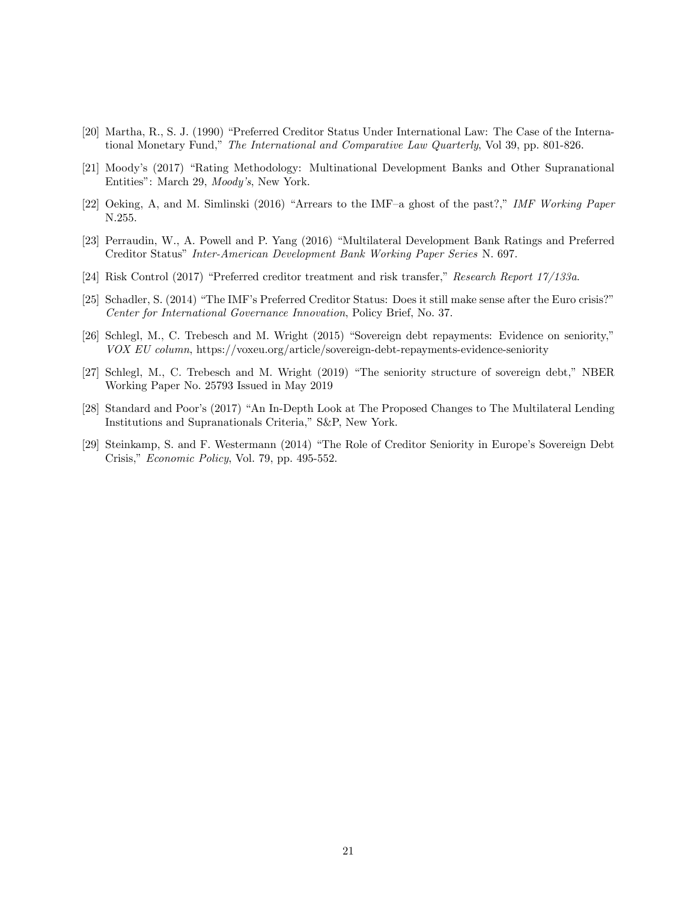[20] Martha, R., S. J. (1990) "Preferred Creditor Status Under International Law: The Case of the International Monetary Fund," *The International and Comparative Law Quarterly*, Vol 39, pp. 801-826.

[21] Moody's (2017) "Rating Methodology: Multinational Development Banks and Other Supranational Entities": March 29, *Moody's*, New York.

[22] Oeking, A, and M. Simlinski (2016) "Arrears to the IMF–a ghost of the past?," *IMF Working Paper* N.255.

[23] Perraudin, W., A. Powell and P. Yang (2016) "Multilateral Development Bank Ratings and Preferred Creditor Status" *Inter-American Development Bank Working Paper Series* N. 697.

[24] Risk Control (2017) "Preferred creditor treatment and risk transfer," *Research Report 17/133a*.

[25] Schadler, S. (2014) "The IMF's Preferred Creditor Status: Does it still make sense after the Euro crisis?" *Center for International Governance Innovation*, Policy Brief, No. 37.

[26] Schlegl, M., C. Trebesch and M. Wright (2015) "Sovereign debt repayments: Evidence on seniority," *VOX EU column*, https://voxeu.org/article/sovereign-debt-repayments-evidence-seniority

[27] Schlegl, M., C. Trebesch and M. Wright (2019) "The seniority structure of sovereign debt," NBER Working Paper No. 25793 Issued in May 2019

[28] Standard and Poor's (2017) "An In-Depth Look at The Proposed Changes to The Multilateral Lending Institutions and Supranationals Criteria," S&P, New York.

[29] Steinkamp, S. and F. Westermann (2014) "The Role of Creditor Seniority in Europe's Sovereign Debt Crisis," *Economic Policy*, Vol. 79, pp. 495-552.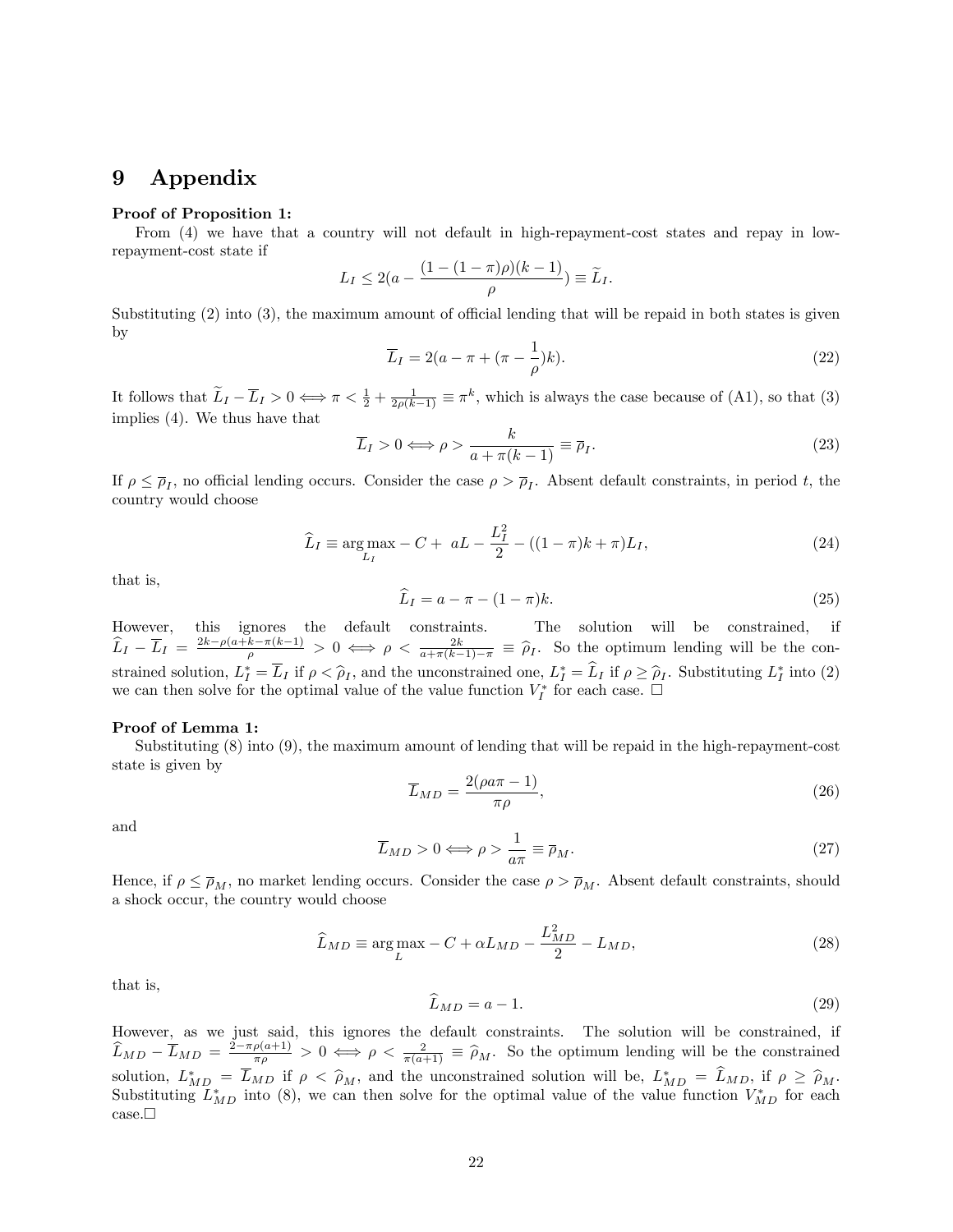# 9 Appendix

**Proof of Proposition 1:**

From (4) we have that a country will not default in high-repayment-cost states and repay in low-repayment-cost state if

$$L_I \leq 2(a - \frac{(1-(1-\pi)\rho)(k-1)}{\rho}) \equiv \widetilde{L}_I.$$

Substituting (2) into (3), the maximum amount of official lending that will be repaid in both states is given by

$$\overline{L}_I = 2(a - \pi + (\pi - \frac{1}{\rho})k). \tag{22}$$

It follows that $\widetilde{L}_I - \overline{L}_I > 0 \Longleftrightarrow \pi < \frac{1}{2} + \frac{1}{2\rho(k-1)} \equiv \pi^k$, which is always the case because of (A1), so that (3) implies (4). We thus have that

$$\overline{L}_I > 0 \Longleftrightarrow \rho > \frac{k}{a + \pi(k-1)} \equiv \overline{\rho}_I. \tag{23}$$

If $\rho \leq \overline{\rho}_I$, no official lending occurs. Consider the case $\rho > \overline{\rho}_I$. Absent default constraints, in period $t$, the country would choose

$$\widehat{L}_I \equiv \arg\max_{L_I} -C + \ aL - \frac{L_I^2}{2} - ((1-\pi)k + \pi)L_I, \tag{24}$$

that is,

$$\widehat{L}_I = a - \pi - (1-\pi)k. \tag{25}$$

However, this ignores the default constraints. The solution will be constrained, if $\widehat{L}_I - \overline{L}_I = \frac{2k - \rho(a+k-\pi(k-1))}{\rho} > 0 \Longleftrightarrow \rho < \frac{2k}{a+\pi(k-1)-\pi} \equiv \widehat{\rho}_I$. So the optimum lending will be the constrained solution, $L_I^* = \overline{L}_I$ if $\rho < \widehat{\rho}_I$, and the unconstrained one, $L_I^* = \widehat{L}_I$ if $\rho \geq \widehat{\rho}_I$. Substituting $L_I^*$ into (2) we can then solve for the optimal value of the value function $V_I^*$ for each case. □

**Proof of Lemma 1:**

Substituting (8) into (9), the maximum amount of lending that will be repaid in the high-repayment-cost state is given by

$$\overline{L}_{MD} = \frac{2(\rho a \pi - 1)}{\pi \rho}, \tag{26}$$

and

$$\overline{L}_{MD} > 0 \Longleftrightarrow \rho > \frac{1}{a\pi} \equiv \overline{\rho}_M. \tag{27}$$

Hence, if $\rho \leq \overline{\rho}_M$, no market lending occurs. Consider the case $\rho > \overline{\rho}_M$. Absent default constraints, should a shock occur, the country would choose

$$\widehat{L}_{MD} \equiv \arg\max_{L} -C + \alpha L_{MD} - \frac{L_{MD}^2}{2} - L_{MD}, \tag{28}$$

that is,

$$\widehat{L}_{MD} = a - 1. \tag{29}$$

However, as we just said, this ignores the default constraints. The solution will be constrained, if $\widehat{L}_{MD} - \overline{L}_{MD} = \frac{2 - \pi\rho(a+1)}{\pi\rho} > 0 \Longleftrightarrow \rho < \frac{2}{\pi(a+1)} \equiv \widehat{\rho}_M$. So the optimum lending will be the constrained solution, $L_{MD}^* = \overline{L}_{MD}$ if $\rho < \widehat{\rho}_M$, and the unconstrained solution will be, $L_{MD}^* = \widehat{L}_{MD}$, if $\rho \geq \widehat{\rho}_M$. Substituting $L_{MD}^*$ into (8), we can then solve for the optimal value of the value function $V_{MD}^*$ for each case.□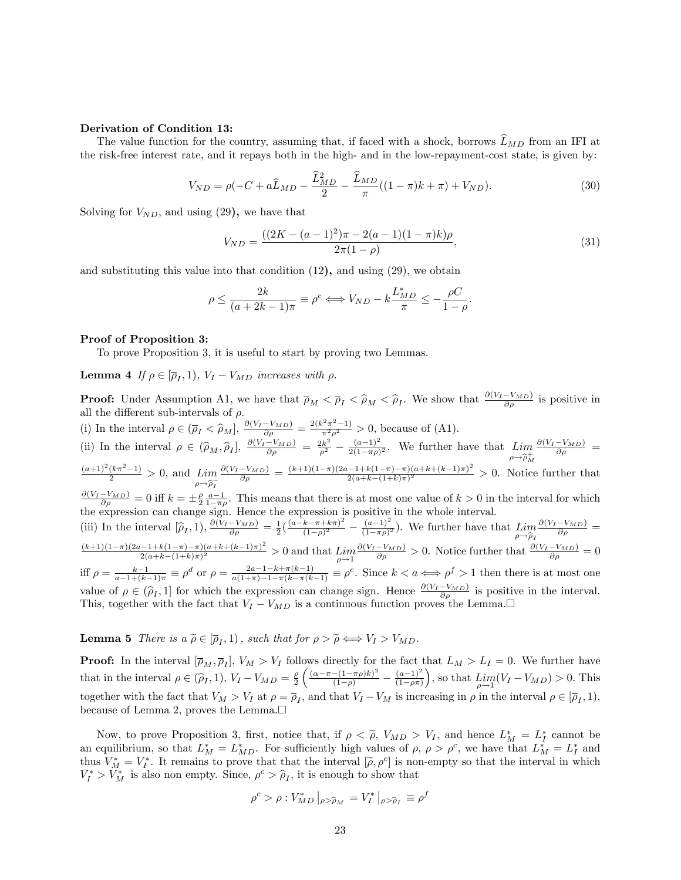**Derivation of Condition 13:**

The value function for the country, assuming that, if faced with a shock, borrows $\widehat{L}_{MD}$ from an IFI at the risk-free interest rate, and it repays both in the high- and in the low-repayment-cost state, is given by:

$$V_{ND} = \rho(-C + a\widehat{L}_{MD} - \frac{\widehat{L}_{MD}^2}{2} - \frac{\widehat{L}_{MD}}{\pi}((1-\pi)k + \pi) + V_{ND}). \tag{30}$$

Solving for $V_{ND}$, and using (29), we have that

$$V_{ND} = \frac{((2K - (a-1)^2)\pi - 2(a-1)(1-\pi)k)\rho}{2\pi(1-\rho)}, \tag{31}$$

and substituting this value into that condition (12), and using (29), we obtain

$$\rho \leq \frac{2k}{(a+2k-1)\pi} \equiv \rho^c \Longleftrightarrow V_{ND} - k\frac{L_{MD}^*}{\pi} \leq -\frac{\rho C}{1-\rho}.$$

**Proof of Proposition 3:**

To prove Proposition 3, it is useful to start by proving two Lemmas.

**Lemma 4** *If $\rho \in [\overline{\rho}_I, 1)$, $V_I - V_{MD}$ increases with $\rho$.*

**Proof:** Under Assumption A1, we have that $\overline{\rho}_M < \overline{\rho}_I < \widehat{\rho}_M < \widehat{\rho}_I$. We show that $\frac{\partial(V_I - V_{MD})}{\partial \rho}$ is positive in all the different sub-intervals of $\rho$.

(i) In the interval $\rho \in (\overline{\rho}_I < \widehat{\rho}_M]$, $\frac{\partial(V_I - V_{MD})}{\partial \rho} = \frac{2(k^2\pi^2 - 1)}{\pi^2\rho^2} > 0$, because of (A1).

(ii) In the interval $\rho \in (\widehat{\rho}_M, \widehat{\rho}_I]$, $\frac{\partial(V_I - V_{MD})}{\partial \rho} = \frac{2k^2}{\rho^2} - \frac{(a-1)^2}{2(1-\pi\rho)^2}$. We further have that $\underset{\rho \to \widehat{\rho}_M^+}{Lim} \frac{\partial(V_I - V_{MD})}{\partial \rho} = \frac{(a+1)^2(k\pi^2 - 1)}{2} > 0$, and $\underset{\rho \to \widehat{\rho}_I^-}{Lim} \frac{\partial(V_I - V_{MD})}{\partial \rho} = \frac{(k+1)(1-\pi)(2a-1+k(1-\pi)-\pi)(a+k+(k-1)\pi)^2}{2(a+k-(1+k)\pi)^2} > 0$. Notice further that $\frac{\partial(V_I - V_{MD})}{\partial \rho} = 0$ iff $k = \pm\frac{\rho}{2}\frac{a-1}{1-\pi\rho}$. This means that there is at most one value of $k > 0$ in the interval for which the expression can change sign. Hence the expression is positive in the whole interval.

(iii) In the interval $[\widehat{\rho}_I, 1)$, $\frac{\partial(V_I - V_{MD})}{\partial \rho} = \frac{1}{2}(\frac{(a-k-\pi+k\pi)^2}{(1-\rho)^2} - \frac{(a-1)^2}{(1-\pi\rho)^2})$. We further have that $\underset{\rho \to \widehat{\rho}_I}{Lim} \frac{\partial(V_I - V_{MD})}{\partial \rho} = \frac{(k+1)(1-\pi)(2a-1+k(1-\pi)-\pi)(a+k+(k-1)\pi)^2}{2(a+k-(1+k)\pi)^2} > 0$ and that $\underset{\rho \to 1}{Lim} \frac{\partial(V_I - V_{MD})}{\partial \rho} > 0$. Notice further that $\frac{\partial(V_I - V_{MD})}{\partial \rho} = 0$ iff $\rho = \frac{k-1}{a-1+(k-1)\pi} \equiv \rho^d$ or $\rho = \frac{2a-1-k+\pi(k-1)}{a(1+\pi)-1-\pi(k-\pi(k-1))} \equiv \rho^e$. Since $k < a \Longleftrightarrow \rho^f > 1$ then there is at most one value of $\rho \in (\widehat{\rho}_I, 1]$ for which the expression can change sign. Hence $\frac{\partial(V_I - V_{MD})}{\partial \rho}$ is positive in the interval. This, together with the fact that $V_I - V_{MD}$ is a continuous function proves the Lemma.□

**Lemma 5** *There is a $\widetilde{\rho} \in [\overline{\rho}_I, 1)$, such that for $\rho > \widetilde{\rho} \Longleftrightarrow V_I > V_{MD}$.*

**Proof:** In the interval $[\overline{\rho}_M, \overline{\rho}_I]$, $V_M > V_I$ follows directly for the fact that $L_M > L_I = 0$. We further have that in the interval $\rho \in (\widehat{\rho}_I, 1)$, $V_I - V_{MD} = \frac{\rho}{2}\left(\frac{(\alpha - \pi - (1-\pi\rho)k)^2}{(1-\rho)} - \frac{(a-1)^2}{(1-\rho\pi)}\right)$, so that $\underset{\rho \to 1}{Lim}(V_I - V_{MD}) > 0$. This together with the fact that $V_M > V_I$ at $\rho = \overline{\rho}_I$, and that $V_I - V_M$ is increasing in $\rho$ in the interval $\rho \in [\overline{\rho}_I, 1)$, because of Lemma 2, proves the Lemma.□

Now, to prove Proposition 3, first, notice that, if $\rho < \widetilde{\rho}$, $V_{MD} > V_I$, and hence $L_M^* = L_I^*$ cannot be an equilibrium, so that $L_M^* = L_{MD}^*$. For sufficiently high values of $\rho$, $\rho > \rho^c$, we have that $L_M^* = L_I^*$ and thus $V_M^* = V_I^*$. It remains to prove that that the interval $[\widetilde{\rho}, \rho^c]$ is non-empty so that the interval in which $V_I^* > V_M^*$ is also non empty. Since, $\rho^c > \widehat{\rho}_I$, it is enough to show that

$$\rho^c > \rho : V_{MD}^*\big|_{\rho > \widehat{\rho}_M} = V_I^*\big|_{\rho > \widehat{\rho}_I} \equiv \rho^f$$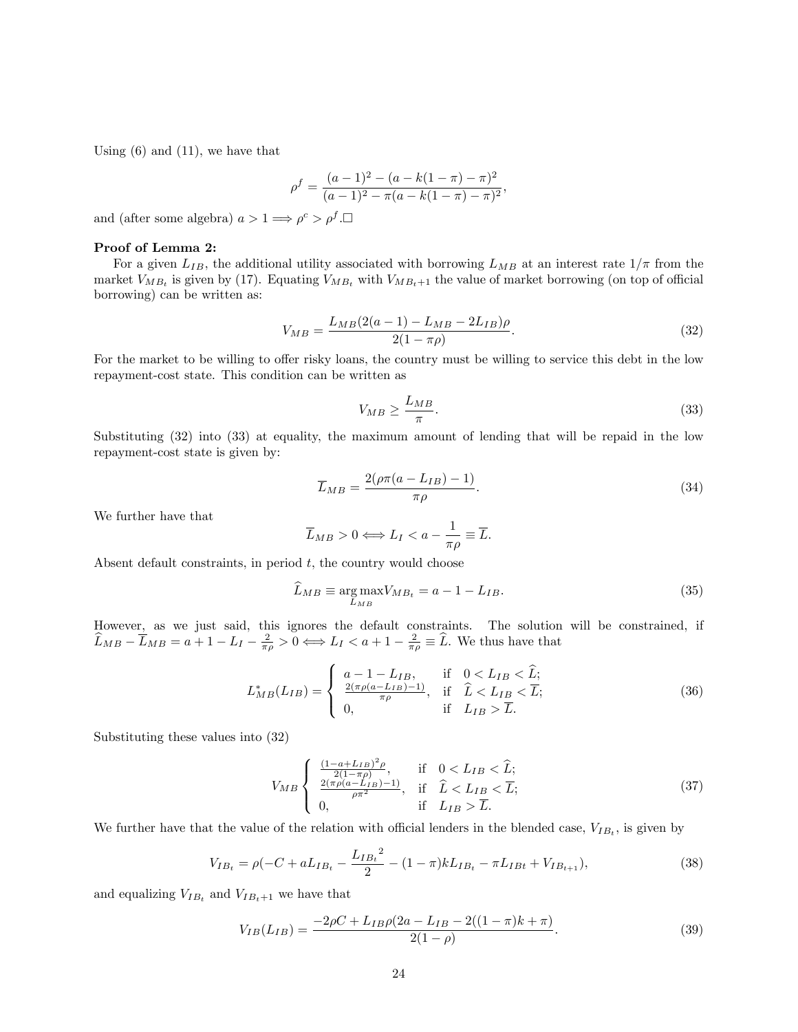Using (6) and (11), we have that

$$\rho^f = \frac{(a-1)^2 - (a - k(1-\pi) - \pi)^2}{(a-1)^2 - \pi(a - k(1-\pi) - \pi)^2},$$

and (after some algebra) $a > 1 \Longrightarrow \rho^c > \rho^f$.$\square$

**Proof of Lemma 2:**

For a given $L_{IB}$, the additional utility associated with borrowing $L_{MB}$ at an interest rate $1/\pi$ from the market $V_{MB_t}$ is given by (17). Equating $V_{MB_t}$ with $V_{MB_t+1}$ the value of market borrowing (on top of official borrowing) can be written as:

$$V_{MB} = \frac{L_{MB}(2(a-1) - L_{MB} - 2L_{IB})\rho}{2(1-\pi\rho)}. \tag{32}$$

For the market to be willing to offer risky loans, the country must be willing to service this debt in the low repayment-cost state. This condition can be written as

$$V_{MB} \geq \frac{L_{MB}}{\pi}. \tag{33}$$

Substituting (32) into (33) at equality, the maximum amount of lending that will be repaid in the low repayment-cost state is given by:

$$\overline{L}_{MB} = \frac{2(\rho\pi(a - L_{IB}) - 1)}{\pi\rho}. \tag{34}$$

We further have that

$$\overline{L}_{MB} > 0 \Longleftrightarrow L_I < a - \frac{1}{\pi\rho} \equiv \overline{L}.$$

Absent default constraints, in period $t$, the country would choose

$$\widehat{L}_{MB} \equiv \underset{L_{MB}}{\arg\max} V_{MB_t} = a - 1 - L_{IB}. \tag{35}$$

However, as we just said, this ignores the default constraints. The solution will be constrained, if $\widehat{L}_{MB} - \overline{L}_{MB} = a + 1 - L_I - \frac{2}{\pi\rho} > 0 \Longleftrightarrow L_I < a + 1 - \frac{2}{\pi\rho} \equiv \widehat{L}$. We thus have that

$$L^*_{MB}(L_{IB}) = \begin{cases} a - 1 - L_{IB}, & \text{if} \quad 0 < L_{IB} < \widehat{L}; \\ \frac{2(\pi\rho(a - L_{IB}) - 1)}{\pi\rho}, & \text{if} \quad \widehat{L} < L_{IB} < \overline{L}; \\ 0, & \text{if} \quad L_{IB} > \overline{L}. \end{cases} \tag{36}$$

Substituting these values into (32)

$$V_{MB} \begin{cases} \frac{(1-a+L_{IB})^2\rho}{2(1-\pi\rho)}, & \text{if} \quad 0 < L_{IB} < \widehat{L}; \\ \frac{2(\pi\rho(a-L_{IB})-1)}{\rho\pi^2}, & \text{if} \quad \widehat{L} < L_{IB} < \overline{L}; \\ 0, & \text{if} \quad L_{IB} > \overline{L}. \end{cases} \tag{37}$$

We further have that the value of the relation with official lenders in the blended case, $V_{IB_t}$, is given by

$$V_{IB_t} = \rho(-C + aL_{IB_t} - \frac{{L_{IB_t}}^2}{2} - (1-\pi)kL_{IB_t} - \pi L_{IBt} + V_{IB_{t+1}}), \tag{38}$$

and equalizing $V_{IB_t}$ and $V_{IB_t+1}$ we have that

$$V_{IB}(L_{IB}) = \frac{-2\rho C + L_{IB}\rho(2a - L_{IB} - 2((1-\pi)k + \pi)}{2(1-\rho)}. \tag{39}$$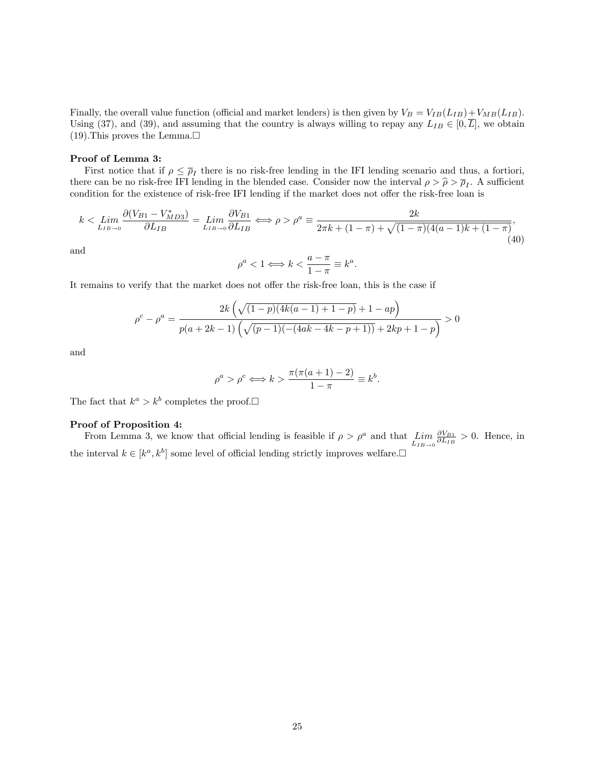Finally, the overall value function (official and market lenders) is then given by $V_B = V_{IB}(L_{IB}) + V_{MB}(L_{IB})$. Using (37), and (39), and assuming that the country is always willing to repay any $L_{IB} \in [0, \overline{L}]$, we obtain (19).This proves the Lemma.□

**Proof of Lemma 3:**

First notice that if $\rho \leq \overline{\rho}_I$ there is no risk-free lending in the IFI lending scenario and thus, a fortiori, there can be no risk-free IFI lending in the blended case. Consider now the interval $\rho > \widehat{\rho} > \overline{\rho}_I$. A sufficient condition for the existence of risk-free IFI lending if the market does not offer the risk-free loan is

$$k < \underset{L_{IB} \to 0}{Lim} \frac{\partial (V_{B1} - V^*_{MD3})}{\partial L_{IB}} = \underset{L_{IB} \to 0}{Lim} \frac{\partial V_{B1}}{\partial L_{IB}} \Longleftrightarrow \rho > \rho^a \equiv \frac{2k}{2\pi k + (1-\pi) + \sqrt{(1-\pi)(4(a-1)k + (1-\pi)}}, \tag{40}$$

and

$$\rho^a < 1 \Longleftrightarrow k < \frac{a - \pi}{1 - \pi} \equiv k^a.$$

It remains to verify that the market does not offer the risk-free loan, this is the case if

$$\rho^c - \rho^a = \frac{2k\left(\sqrt{(1-p)(4k(a-1) + 1 - p)} + 1 - ap\right)}{p(a + 2k - 1)\left(\sqrt{(p-1)(-(4ak - 4k - p + 1))} + 2kp + 1 - p\right)} > 0$$

and

$$\rho^a > \rho^c \Longleftrightarrow k > \frac{\pi(\pi(a+1) - 2)}{1 - \pi} \equiv k^b.$$

The fact that $k^a > k^b$ completes the proof.□

**Proof of Proposition 4:**

From Lemma 3, we know that official lending is feasible if $\rho > \rho^a$ and that $\underset{L_{IB} \to 0}{Lim} \frac{\partial V_{B1}}{\partial L_{IB}} > 0$. Hence, in the interval $k \in [k^a, k^b]$ some level of official lending strictly improves welfare.□